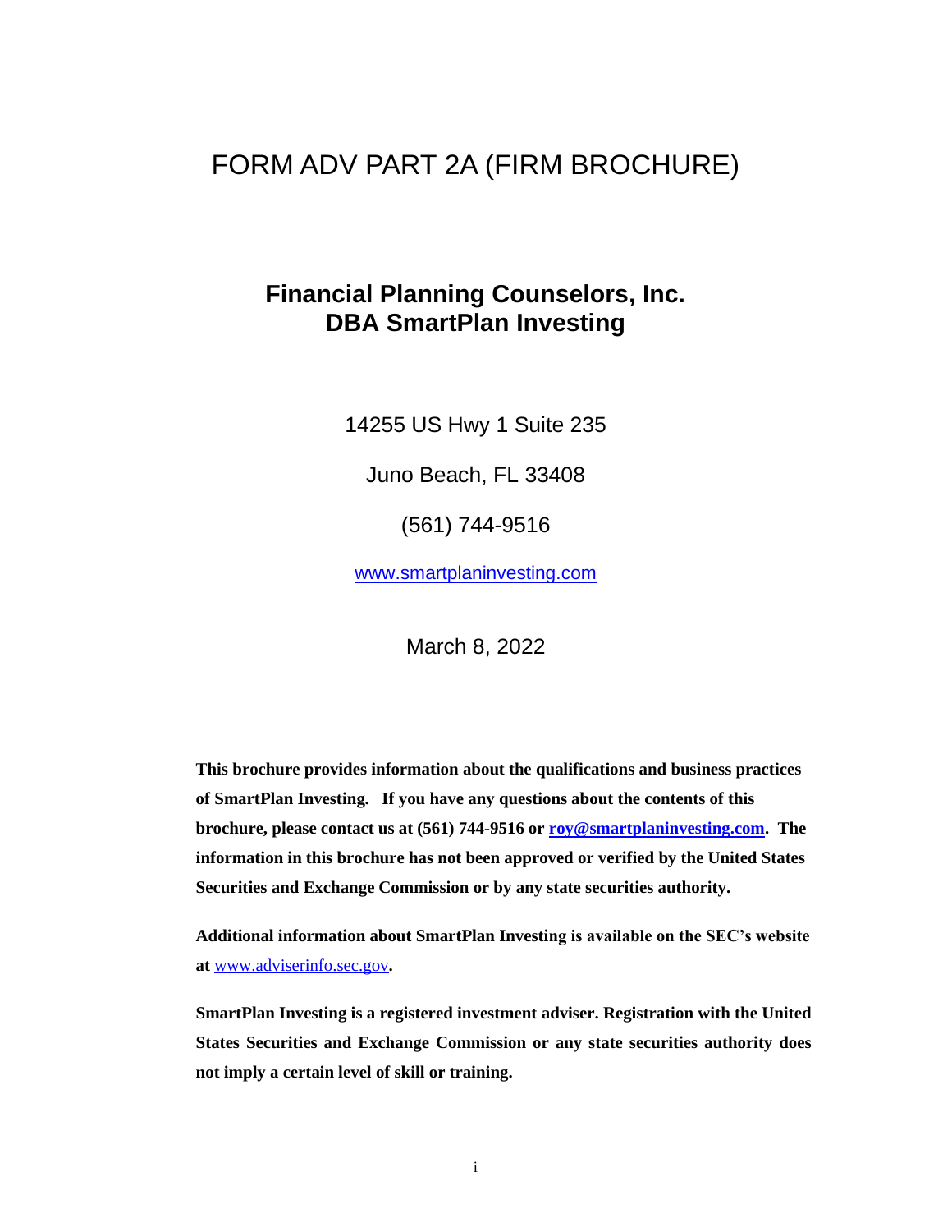# FORM ADV PART 2A (FIRM BROCHURE)

## Financial Planning Counselors, Inc.
## DBA SmartPlan Investing

14255 US Hwy 1 Suite 235

Juno Beach, FL 33408

(561) 744-9516

www.smartplaninvesting.com

March 8, 2022

**This brochure provides information about the qualifications and business practices of SmartPlan Investing. If you have any questions about the contents of this brochure, please contact us at (561) 744-9516 or roy@smartplaninvesting.com. The information in this brochure has not been approved or verified by the United States Securities and Exchange Commission or by any state securities authority.**

**Additional information about SmartPlan Investing is available on the SEC's website at www.adviserinfo.sec.gov.**

**SmartPlan Investing is a registered investment adviser. Registration with the United States Securities and Exchange Commission or any state securities authority does not imply a certain level of skill or training.**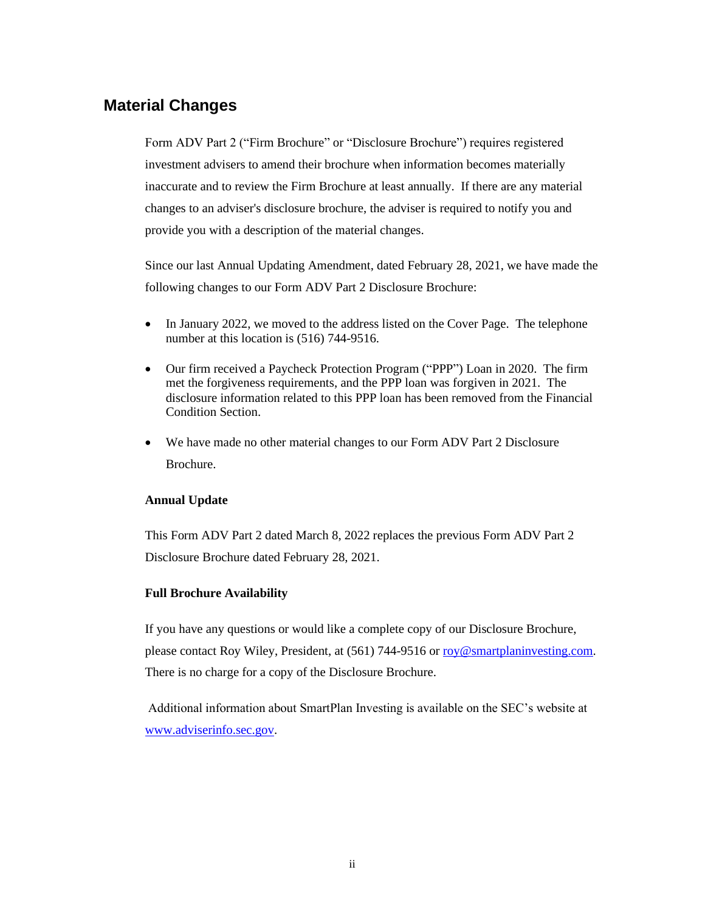## Material Changes

Form ADV Part 2 ("Firm Brochure" or "Disclosure Brochure") requires registered investment advisers to amend their brochure when information becomes materially inaccurate and to review the Firm Brochure at least annually. If there are any material changes to an adviser's disclosure brochure, the adviser is required to notify you and provide you with a description of the material changes.

Since our last Annual Updating Amendment, dated February 28, 2021, we have made the following changes to our Form ADV Part 2 Disclosure Brochure:

- In January 2022, we moved to the address listed on the Cover Page. The telephone number at this location is (516) 744-9516.
- Our firm received a Paycheck Protection Program ("PPP") Loan in 2020. The firm met the forgiveness requirements, and the PPP loan was forgiven in 2021. The disclosure information related to this PPP loan has been removed from the Financial Condition Section.
- We have made no other material changes to our Form ADV Part 2 Disclosure Brochure.

**Annual Update**

This Form ADV Part 2 dated March 8, 2022 replaces the previous Form ADV Part 2 Disclosure Brochure dated February 28, 2021.

**Full Brochure Availability**

If you have any questions or would like a complete copy of our Disclosure Brochure, please contact Roy Wiley, President, at (561) 744-9516 or roy@smartplaninvesting.com. There is no charge for a copy of the Disclosure Brochure.

Additional information about SmartPlan Investing is available on the SEC's website at www.adviserinfo.sec.gov.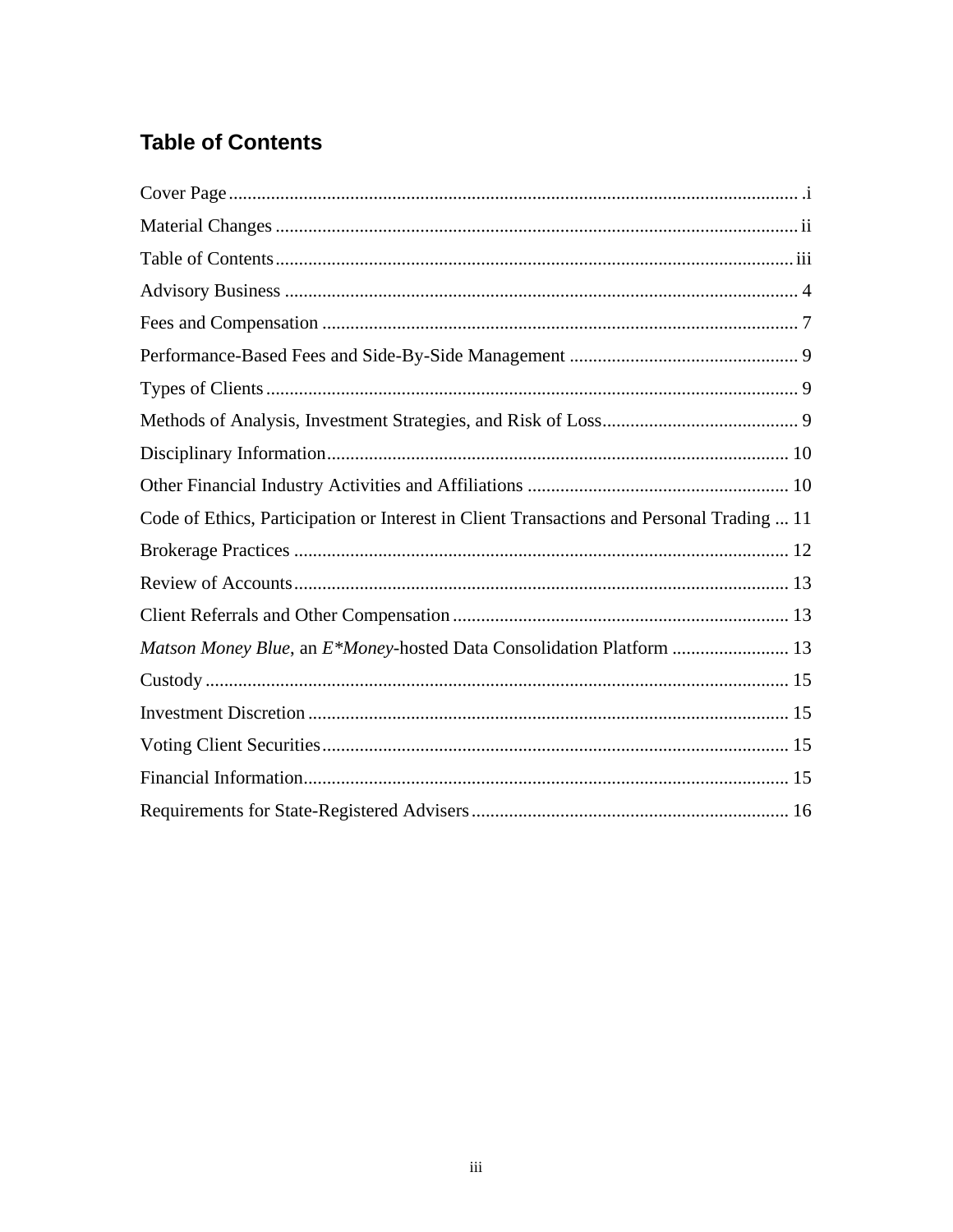## Table of Contents

Cover Page ........................................................................................................................ .i

Material Changes .............................................................................................................. ii

Table of Contents.............................................................................................................. iii

Advisory Business ............................................................................................................. 4

Fees and Compensation ..................................................................................................... 7

Performance-Based Fees and Side-By-Side Management ................................................. 9

Types of Clients ................................................................................................................. 9

Methods of Analysis, Investment Strategies, and Risk of Loss.......................................... 9

Disciplinary Information.................................................................................................. 10

Other Financial Industry Activities and Affiliations ........................................................ 10

Code of Ethics, Participation or Interest in Client Transactions and Personal Trading ... 11

Brokerage Practices ......................................................................................................... 12

Review of Accounts......................................................................................................... 13

Client Referrals and Other Compensation ....................................................................... 13

*Matson Money Blue*, an *E*Money*-hosted Data Consolidation Platform ......................... 13

Custody ............................................................................................................................ 15

Investment Discretion ...................................................................................................... 15

Voting Client Securities................................................................................................... 15

Financial Information....................................................................................................... 15

Requirements for State-Registered Advisers................................................................... 16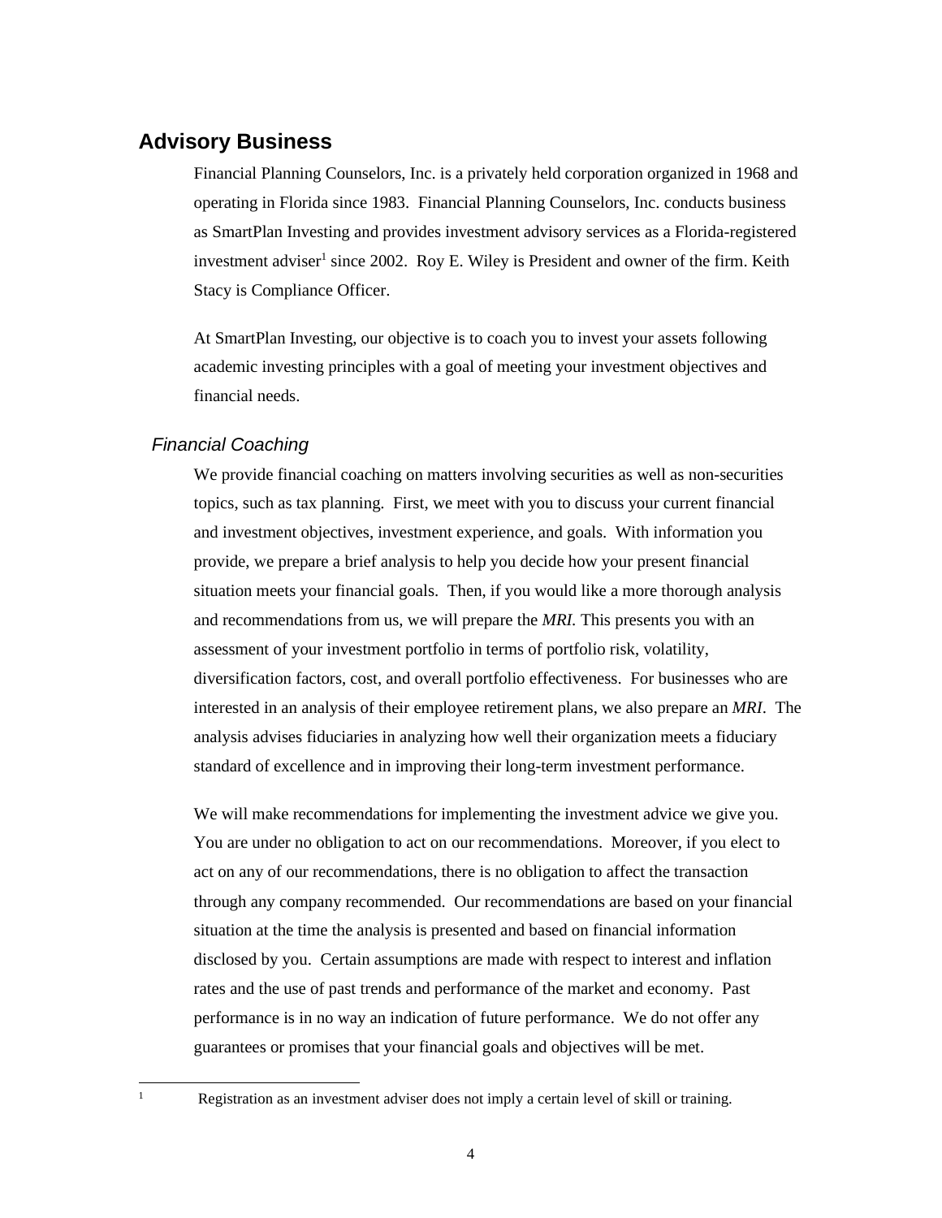## Advisory Business

Financial Planning Counselors, Inc. is a privately held corporation organized in 1968 and operating in Florida since 1983. Financial Planning Counselors, Inc. conducts business as SmartPlan Investing and provides investment advisory services as a Florida-registered investment adviser[1] since 2002. Roy E. Wiley is President and owner of the firm. Keith Stacy is Compliance Officer.

At SmartPlan Investing, our objective is to coach you to invest your assets following academic investing principles with a goal of meeting your investment objectives and financial needs.

### *Financial Coaching*

We provide financial coaching on matters involving securities as well as non-securities topics, such as tax planning. First, we meet with you to discuss your current financial and investment objectives, investment experience, and goals. With information you provide, we prepare a brief analysis to help you decide how your present financial situation meets your financial goals. Then, if you would like a more thorough analysis and recommendations from us, we will prepare the ***MRI.*** This presents you with an assessment of your investment portfolio in terms of portfolio risk, volatility, diversification factors, cost, and overall portfolio effectiveness. For businesses who are interested in an analysis of their employee retirement plans, we also prepare an ***MRI***. The analysis advises fiduciaries in analyzing how well their organization meets a fiduciary standard of excellence and in improving their long-term investment performance.

We will make recommendations for implementing the investment advice we give you. You are under no obligation to act on our recommendations. Moreover, if you elect to act on any of our recommendations, there is no obligation to affect the transaction through any company recommended. Our recommendations are based on your financial situation at the time the analysis is presented and based on financial information disclosed by you. Certain assumptions are made with respect to interest and inflation rates and the use of past trends and performance of the market and economy. Past performance is in no way an indication of future performance. We do not offer any guarantees or promises that your financial goals and objectives will be met.

---

[1] Registration as an investment adviser does not imply a certain level of skill or training.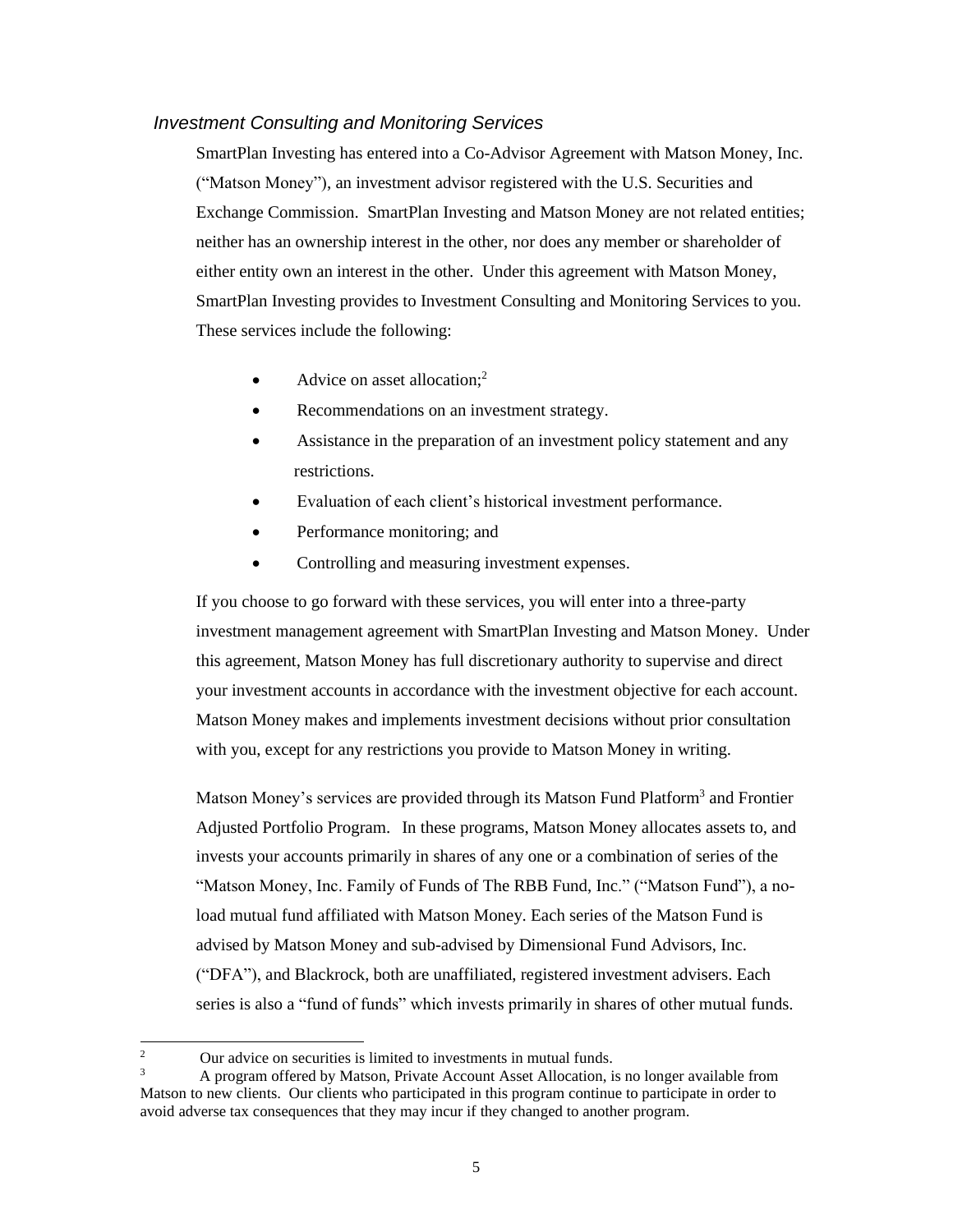### *Investment Consulting and Monitoring Services*

SmartPlan Investing has entered into a Co-Advisor Agreement with Matson Money, Inc. ("Matson Money"), an investment advisor registered with the U.S. Securities and Exchange Commission. SmartPlan Investing and Matson Money are not related entities; neither has an ownership interest in the other, nor does any member or shareholder of either entity own an interest in the other. Under this agreement with Matson Money, SmartPlan Investing provides to Investment Consulting and Monitoring Services to you. These services include the following:

- Advice on asset allocation;[2]
- Recommendations on an investment strategy.
- Assistance in the preparation of an investment policy statement and any restrictions.
- Evaluation of each client's historical investment performance.
- Performance monitoring; and
- Controlling and measuring investment expenses.

If you choose to go forward with these services, you will enter into a three-party investment management agreement with SmartPlan Investing and Matson Money. Under this agreement, Matson Money has full discretionary authority to supervise and direct your investment accounts in accordance with the investment objective for each account. Matson Money makes and implements investment decisions without prior consultation with you, except for any restrictions you provide to Matson Money in writing.

Matson Money's services are provided through its Matson Fund Platform[3] and Frontier Adjusted Portfolio Program. In these programs, Matson Money allocates assets to, and invests your accounts primarily in shares of any one or a combination of series of the "Matson Money, Inc. Family of Funds of The RBB Fund, Inc." ("Matson Fund"), a no-load mutual fund affiliated with Matson Money. Each series of the Matson Fund is advised by Matson Money and sub-advised by Dimensional Fund Advisors, Inc. ("DFA"), and Blackrock, both are unaffiliated, registered investment advisers. Each series is also a "fund of funds" which invests primarily in shares of other mutual funds.

---

[2] Our advice on securities is limited to investments in mutual funds.

[3] A program offered by Matson, Private Account Asset Allocation, is no longer available from Matson to new clients. Our clients who participated in this program continue to participate in order to avoid adverse tax consequences that they may incur if they changed to another program.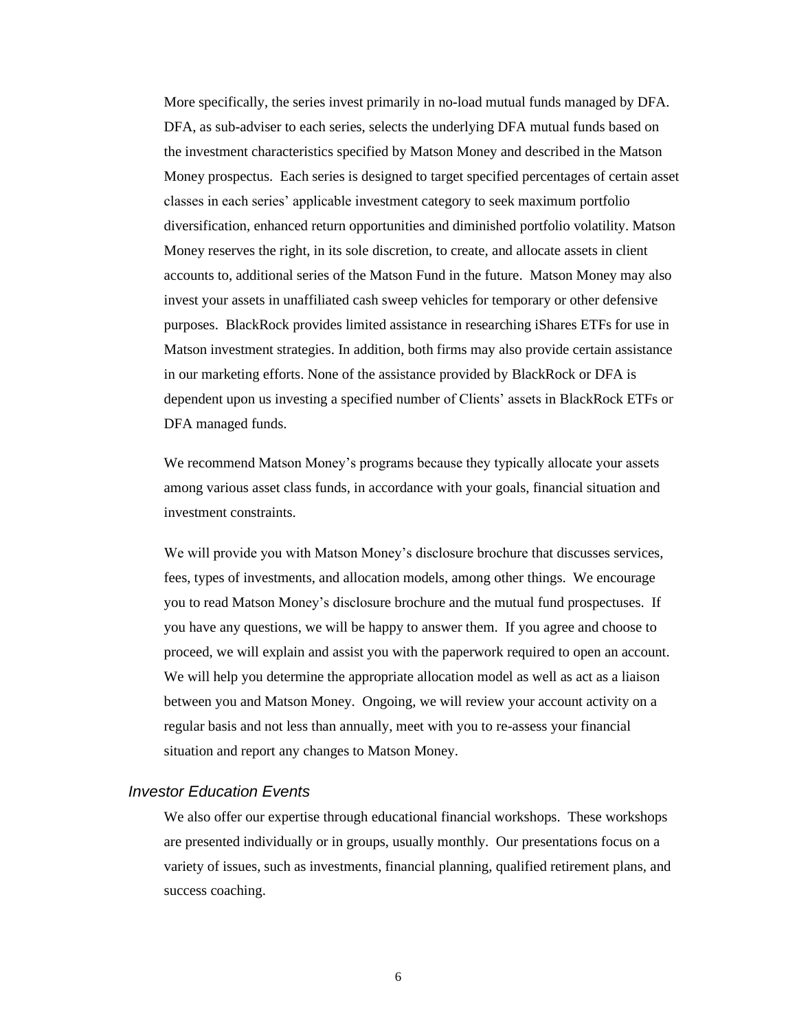More specifically, the series invest primarily in no-load mutual funds managed by DFA. DFA, as sub-adviser to each series, selects the underlying DFA mutual funds based on the investment characteristics specified by Matson Money and described in the Matson Money prospectus. Each series is designed to target specified percentages of certain asset classes in each series' applicable investment category to seek maximum portfolio diversification, enhanced return opportunities and diminished portfolio volatility. Matson Money reserves the right, in its sole discretion, to create, and allocate assets in client accounts to, additional series of the Matson Fund in the future. Matson Money may also invest your assets in unaffiliated cash sweep vehicles for temporary or other defensive purposes. BlackRock provides limited assistance in researching iShares ETFs for use in Matson investment strategies. In addition, both firms may also provide certain assistance in our marketing efforts. None of the assistance provided by BlackRock or DFA is dependent upon us investing a specified number of Clients' assets in BlackRock ETFs or DFA managed funds.

We recommend Matson Money's programs because they typically allocate your assets among various asset class funds, in accordance with your goals, financial situation and investment constraints.

We will provide you with Matson Money's disclosure brochure that discusses services, fees, types of investments, and allocation models, among other things. We encourage you to read Matson Money's disclosure brochure and the mutual fund prospectuses. If you have any questions, we will be happy to answer them. If you agree and choose to proceed, we will explain and assist you with the paperwork required to open an account. We will help you determine the appropriate allocation model as well as act as a liaison between you and Matson Money. Ongoing, we will review your account activity on a regular basis and not less than annually, meet with you to re-assess your financial situation and report any changes to Matson Money.

### *Investor Education Events*

We also offer our expertise through educational financial workshops. These workshops are presented individually or in groups, usually monthly. Our presentations focus on a variety of issues, such as investments, financial planning, qualified retirement plans, and success coaching.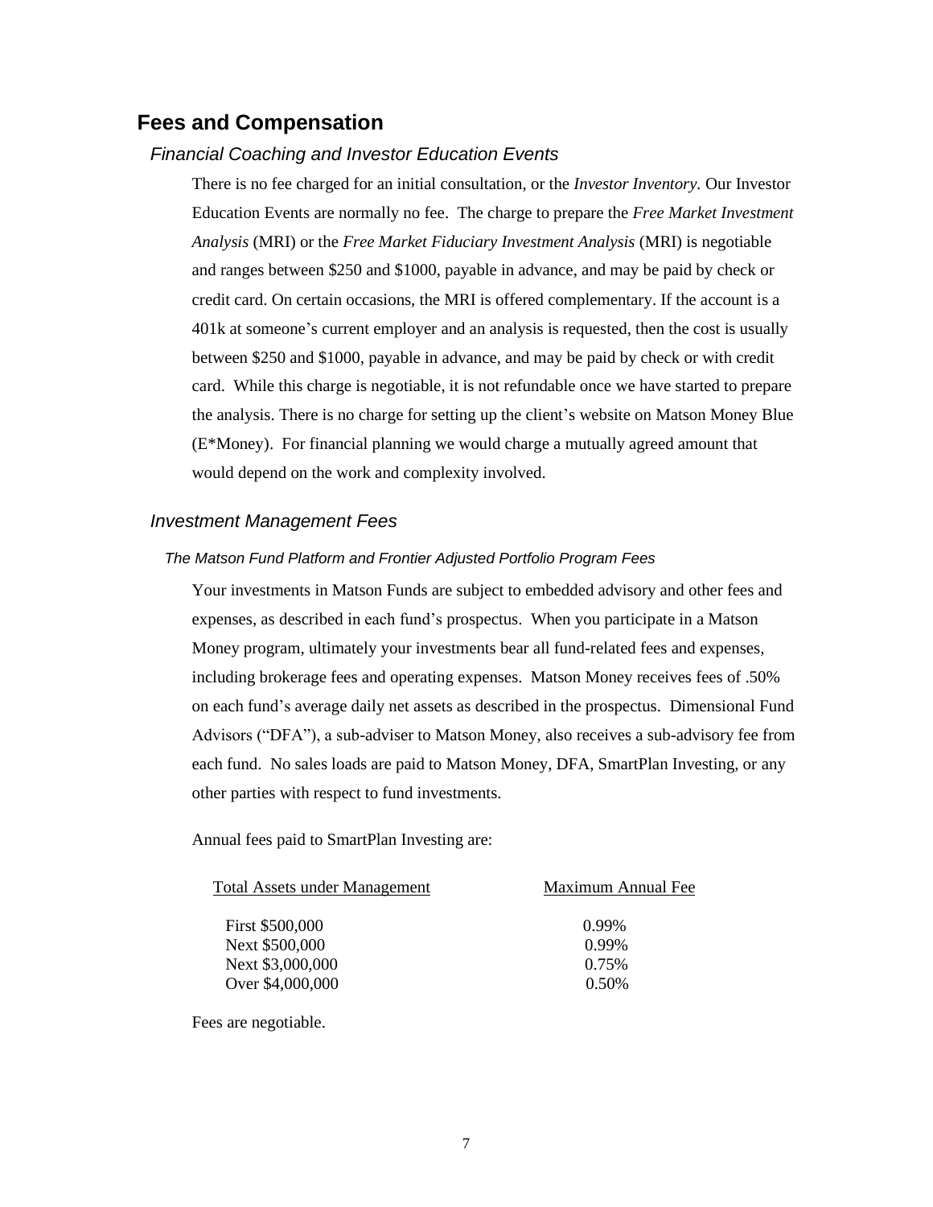## Fees and Compensation

### *Financial Coaching and Investor Education Events*

There is no fee charged for an initial consultation, or the *Investor Inventory.* Our Investor Education Events are normally no fee. The charge to prepare the *Free Market Investment Analysis* (MRI) or the *Free Market Fiduciary Investment Analysis* (MRI) is negotiable and ranges between $250 and $1000, payable in advance, and may be paid by check or credit card. On certain occasions, the MRI is offered complementary. If the account is a 401k at someone's current employer and an analysis is requested, then the cost is usually between $250 and $1000, payable in advance, and may be paid by check or with credit card. While this charge is negotiable, it is not refundable once we have started to prepare the analysis. There is no charge for setting up the client's website on Matson Money Blue (E*Money). For financial planning we would charge a mutually agreed amount that would depend on the work and complexity involved.

### *Investment Management Fees*

#### *The Matson Fund Platform and Frontier Adjusted Portfolio Program Fees*

Your investments in Matson Funds are subject to embedded advisory and other fees and expenses, as described in each fund's prospectus. When you participate in a Matson Money program, ultimately your investments bear all fund-related fees and expenses, including brokerage fees and operating expenses. Matson Money receives fees of .50% on each fund's average daily net assets as described in the prospectus. Dimensional Fund Advisors ("DFA"), a sub-adviser to Matson Money, also receives a sub-advisory fee from each fund. No sales loads are paid to Matson Money, DFA, SmartPlan Investing, or any other parties with respect to fund investments.

Annual fees paid to SmartPlan Investing are:

| Total Assets under Management | Maximum Annual Fee |
|---|---|
| First $500,000 | 0.99% |
| Next $500,000 | 0.99% |
| Next $3,000,000 | 0.75% |
| Over $4,000,000 | 0.50% |

Fees are negotiable.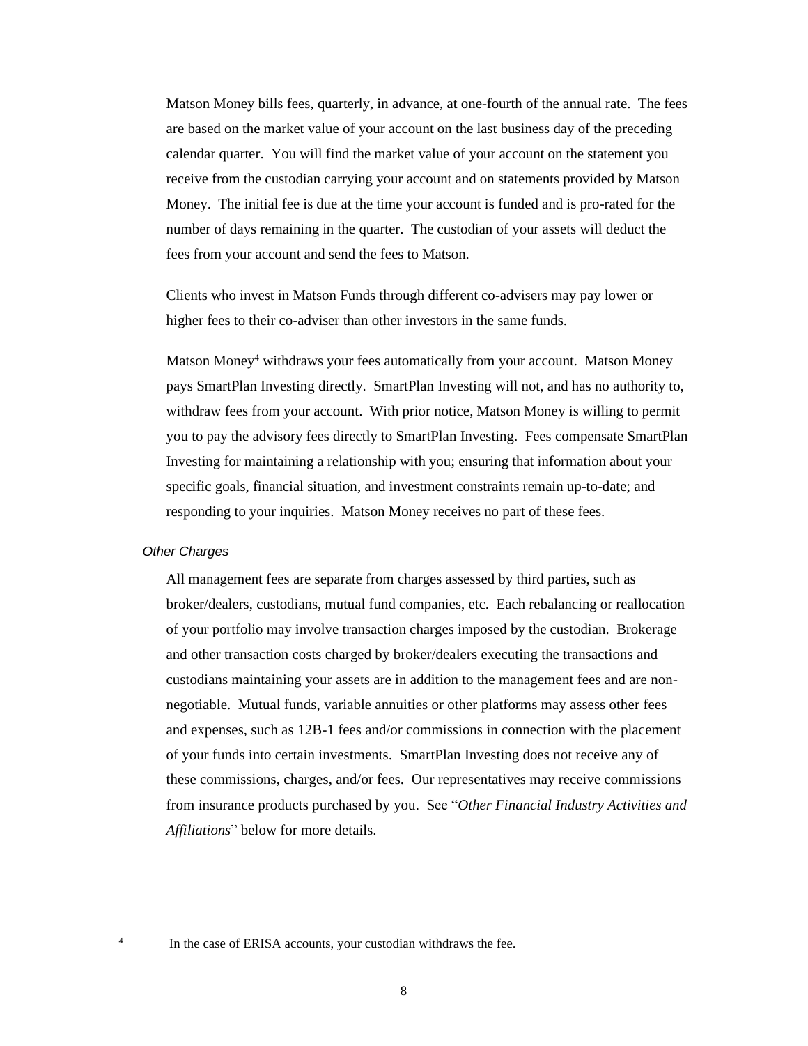Matson Money bills fees, quarterly, in advance, at one-fourth of the annual rate. The fees are based on the market value of your account on the last business day of the preceding calendar quarter. You will find the market value of your account on the statement you receive from the custodian carrying your account and on statements provided by Matson Money. The initial fee is due at the time your account is funded and is pro-rated for the number of days remaining in the quarter. The custodian of your assets will deduct the fees from your account and send the fees to Matson.

Clients who invest in Matson Funds through different co-advisers may pay lower or higher fees to their co-adviser than other investors in the same funds.

Matson Money[4] withdraws your fees automatically from your account. Matson Money pays SmartPlan Investing directly. SmartPlan Investing will not, and has no authority to, withdraw fees from your account. With prior notice, Matson Money is willing to permit you to pay the advisory fees directly to SmartPlan Investing. Fees compensate SmartPlan Investing for maintaining a relationship with you; ensuring that information about your specific goals, financial situation, and investment constraints remain up-to-date; and responding to your inquiries. Matson Money receives no part of these fees.

*Other Charges*

All management fees are separate from charges assessed by third parties, such as broker/dealers, custodians, mutual fund companies, etc. Each rebalancing or reallocation of your portfolio may involve transaction charges imposed by the custodian. Brokerage and other transaction costs charged by broker/dealers executing the transactions and custodians maintaining your assets are in addition to the management fees and are non-negotiable. Mutual funds, variable annuities or other platforms may assess other fees and expenses, such as 12B-1 fees and/or commissions in connection with the placement of your funds into certain investments. SmartPlan Investing does not receive any of these commissions, charges, and/or fees. Our representatives may receive commissions from insurance products purchased by you. See "*Other Financial Industry Activities and Affiliations*" below for more details.

---

[4] In the case of ERISA accounts, your custodian withdraws the fee.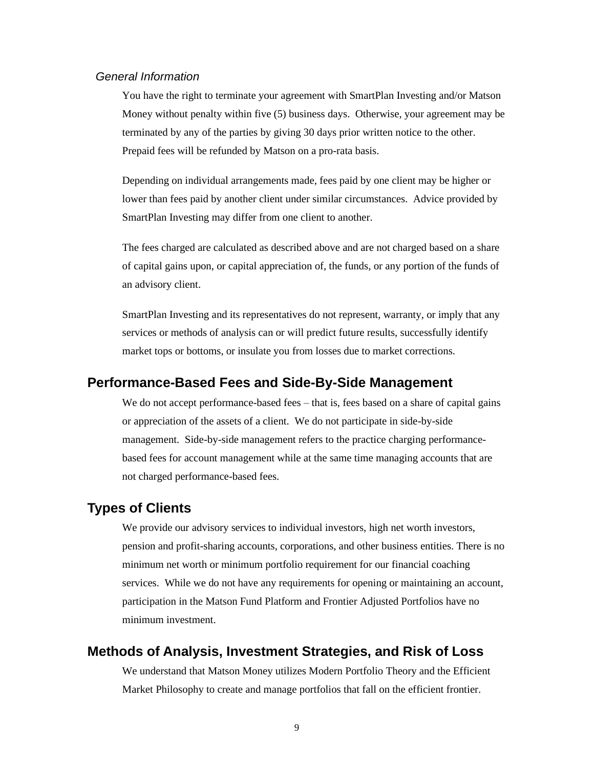### *General Information*

You have the right to terminate your agreement with SmartPlan Investing and/or Matson Money without penalty within five (5) business days. Otherwise, your agreement may be terminated by any of the parties by giving 30 days prior written notice to the other. Prepaid fees will be refunded by Matson on a pro-rata basis.

Depending on individual arrangements made, fees paid by one client may be higher or lower than fees paid by another client under similar circumstances. Advice provided by SmartPlan Investing may differ from one client to another.

The fees charged are calculated as described above and are not charged based on a share of capital gains upon, or capital appreciation of, the funds, or any portion of the funds of an advisory client.

SmartPlan Investing and its representatives do not represent, warranty, or imply that any services or methods of analysis can or will predict future results, successfully identify market tops or bottoms, or insulate you from losses due to market corrections.

## Performance-Based Fees and Side-By-Side Management

We do not accept performance-based fees – that is, fees based on a share of capital gains or appreciation of the assets of a client. We do not participate in side-by-side management. Side-by-side management refers to the practice charging performance-based fees for account management while at the same time managing accounts that are not charged performance-based fees.

## Types of Clients

We provide our advisory services to individual investors, high net worth investors, pension and profit-sharing accounts, corporations, and other business entities. There is no minimum net worth or minimum portfolio requirement for our financial coaching services. While we do not have any requirements for opening or maintaining an account, participation in the Matson Fund Platform and Frontier Adjusted Portfolios have no minimum investment.

## Methods of Analysis, Investment Strategies, and Risk of Loss

We understand that Matson Money utilizes Modern Portfolio Theory and the Efficient Market Philosophy to create and manage portfolios that fall on the efficient frontier.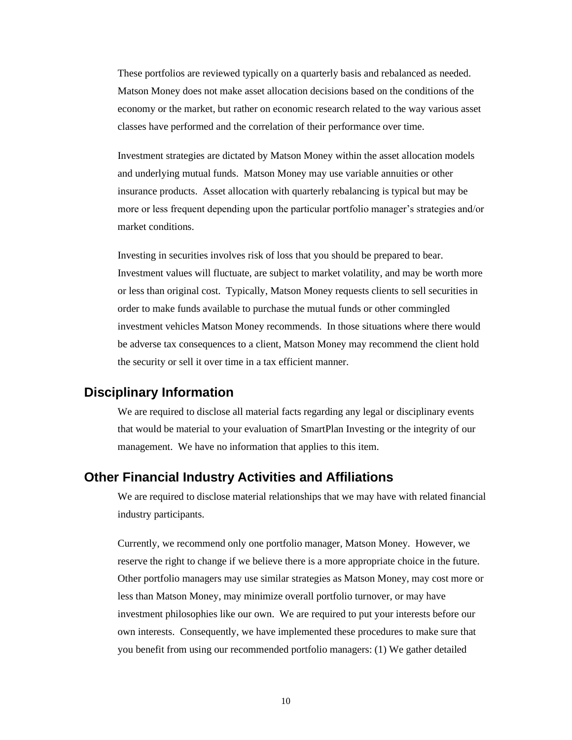These portfolios are reviewed typically on a quarterly basis and rebalanced as needed. Matson Money does not make asset allocation decisions based on the conditions of the economy or the market, but rather on economic research related to the way various asset classes have performed and the correlation of their performance over time.

Investment strategies are dictated by Matson Money within the asset allocation models and underlying mutual funds. Matson Money may use variable annuities or other insurance products. Asset allocation with quarterly rebalancing is typical but may be more or less frequent depending upon the particular portfolio manager's strategies and/or market conditions.

Investing in securities involves risk of loss that you should be prepared to bear. Investment values will fluctuate, are subject to market volatility, and may be worth more or less than original cost. Typically, Matson Money requests clients to sell securities in order to make funds available to purchase the mutual funds or other commingled investment vehicles Matson Money recommends. In those situations where there would be adverse tax consequences to a client, Matson Money may recommend the client hold the security or sell it over time in a tax efficient manner.

## Disciplinary Information

We are required to disclose all material facts regarding any legal or disciplinary events that would be material to your evaluation of SmartPlan Investing or the integrity of our management. We have no information that applies to this item.

## Other Financial Industry Activities and Affiliations

We are required to disclose material relationships that we may have with related financial industry participants.

Currently, we recommend only one portfolio manager, Matson Money. However, we reserve the right to change if we believe there is a more appropriate choice in the future. Other portfolio managers may use similar strategies as Matson Money, may cost more or less than Matson Money, may minimize overall portfolio turnover, or may have investment philosophies like our own. We are required to put your interests before our own interests. Consequently, we have implemented these procedures to make sure that you benefit from using our recommended portfolio managers: (1) We gather detailed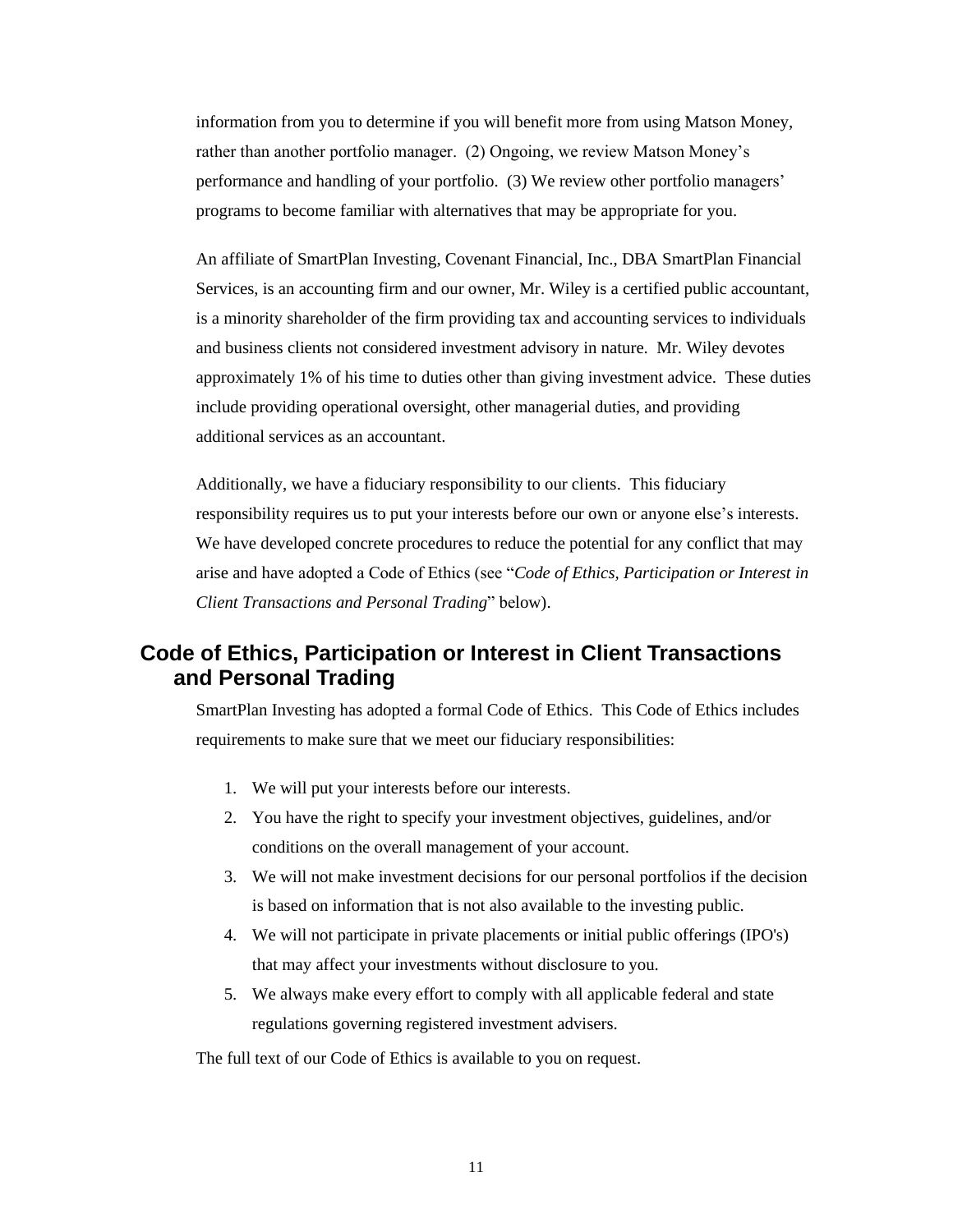information from you to determine if you will benefit more from using Matson Money, rather than another portfolio manager. (2) Ongoing, we review Matson Money's performance and handling of your portfolio. (3) We review other portfolio managers' programs to become familiar with alternatives that may be appropriate for you.

An affiliate of SmartPlan Investing, Covenant Financial, Inc., DBA SmartPlan Financial Services, is an accounting firm and our owner, Mr. Wiley is a certified public accountant, is a minority shareholder of the firm providing tax and accounting services to individuals and business clients not considered investment advisory in nature. Mr. Wiley devotes approximately 1% of his time to duties other than giving investment advice. These duties include providing operational oversight, other managerial duties, and providing additional services as an accountant.

Additionally, we have a fiduciary responsibility to our clients. This fiduciary responsibility requires us to put your interests before our own or anyone else's interests. We have developed concrete procedures to reduce the potential for any conflict that may arise and have adopted a Code of Ethics (see "*Code of Ethics, Participation or Interest in Client Transactions and Personal Trading*" below).

## Code of Ethics, Participation or Interest in Client Transactions and Personal Trading

SmartPlan Investing has adopted a formal Code of Ethics. This Code of Ethics includes requirements to make sure that we meet our fiduciary responsibilities:

1. We will put your interests before our interests.
2. You have the right to specify your investment objectives, guidelines, and/or conditions on the overall management of your account.
3. We will not make investment decisions for our personal portfolios if the decision is based on information that is not also available to the investing public.
4. We will not participate in private placements or initial public offerings (IPO's) that may affect your investments without disclosure to you.
5. We always make every effort to comply with all applicable federal and state regulations governing registered investment advisers.

The full text of our Code of Ethics is available to you on request.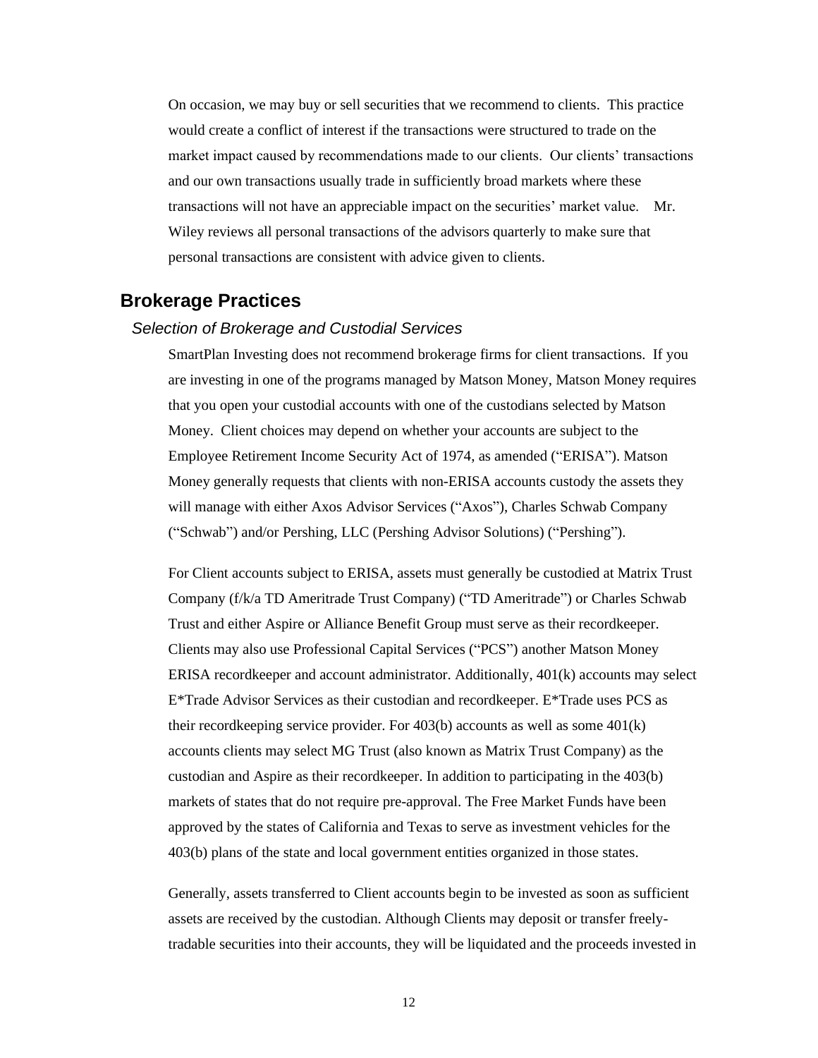On occasion, we may buy or sell securities that we recommend to clients. This practice would create a conflict of interest if the transactions were structured to trade on the market impact caused by recommendations made to our clients. Our clients' transactions and our own transactions usually trade in sufficiently broad markets where these transactions will not have an appreciable impact on the securities' market value. Mr. Wiley reviews all personal transactions of the advisors quarterly to make sure that personal transactions are consistent with advice given to clients.

## Brokerage Practices

### *Selection of Brokerage and Custodial Services*

SmartPlan Investing does not recommend brokerage firms for client transactions. If you are investing in one of the programs managed by Matson Money, Matson Money requires that you open your custodial accounts with one of the custodians selected by Matson Money. Client choices may depend on whether your accounts are subject to the Employee Retirement Income Security Act of 1974, as amended ("ERISA"). Matson Money generally requests that clients with non-ERISA accounts custody the assets they will manage with either Axos Advisor Services ("Axos"), Charles Schwab Company ("Schwab") and/or Pershing, LLC (Pershing Advisor Solutions) ("Pershing").

For Client accounts subject to ERISA, assets must generally be custodied at Matrix Trust Company (f/k/a TD Ameritrade Trust Company) ("TD Ameritrade") or Charles Schwab Trust and either Aspire or Alliance Benefit Group must serve as their recordkeeper. Clients may also use Professional Capital Services ("PCS") another Matson Money ERISA recordkeeper and account administrator. Additionally, 401(k) accounts may select E*Trade Advisor Services as their custodian and recordkeeper. E*Trade uses PCS as their recordkeeping service provider. For 403(b) accounts as well as some 401(k) accounts clients may select MG Trust (also known as Matrix Trust Company) as the custodian and Aspire as their recordkeeper. In addition to participating in the 403(b) markets of states that do not require pre-approval. The Free Market Funds have been approved by the states of California and Texas to serve as investment vehicles for the 403(b) plans of the state and local government entities organized in those states.

Generally, assets transferred to Client accounts begin to be invested as soon as sufficient assets are received by the custodian. Although Clients may deposit or transfer freely-tradable securities into their accounts, they will be liquidated and the proceeds invested in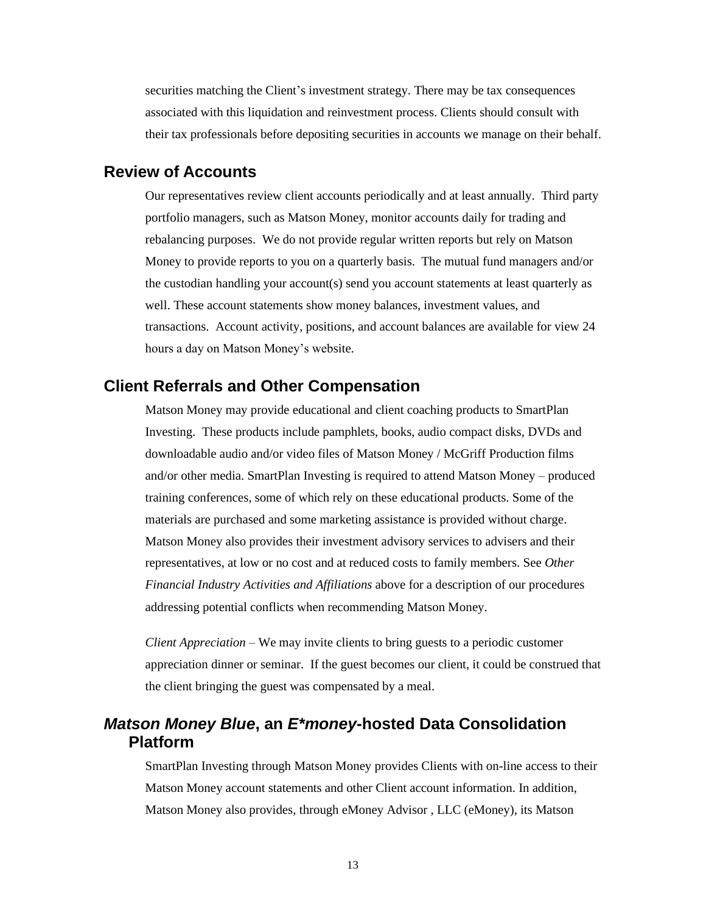securities matching the Client's investment strategy. There may be tax consequences associated with this liquidation and reinvestment process. Clients should consult with their tax professionals before depositing securities in accounts we manage on their behalf.

## Review of Accounts

Our representatives review client accounts periodically and at least annually. Third party portfolio managers, such as Matson Money, monitor accounts daily for trading and rebalancing purposes. We do not provide regular written reports but rely on Matson Money to provide reports to you on a quarterly basis. The mutual fund managers and/or the custodian handling your account(s) send you account statements at least quarterly as well. These account statements show money balances, investment values, and transactions. Account activity, positions, and account balances are available for view 24 hours a day on Matson Money's website.

## Client Referrals and Other Compensation

Matson Money may provide educational and client coaching products to SmartPlan Investing. These products include pamphlets, books, audio compact disks, DVDs and downloadable audio and/or video files of Matson Money / McGriff Production films and/or other media. SmartPlan Investing is required to attend Matson Money – produced training conferences, some of which rely on these educational products. Some of the materials are purchased and some marketing assistance is provided without charge. Matson Money also provides their investment advisory services to advisers and their representatives, at low or no cost and at reduced costs to family members. See *Other Financial Industry Activities and Affiliations* above for a description of our procedures addressing potential conflicts when recommending Matson Money.

*Client Appreciation* – We may invite clients to bring guests to a periodic customer appreciation dinner or seminar. If the guest becomes our client, it could be construed that the client bringing the guest was compensated by a meal.

## *Matson Money Blue*, an *E*money*-hosted Data Consolidation Platform

SmartPlan Investing through Matson Money provides Clients with on-line access to their Matson Money account statements and other Client account information. In addition, Matson Money also provides, through eMoney Advisor , LLC (eMoney), its Matson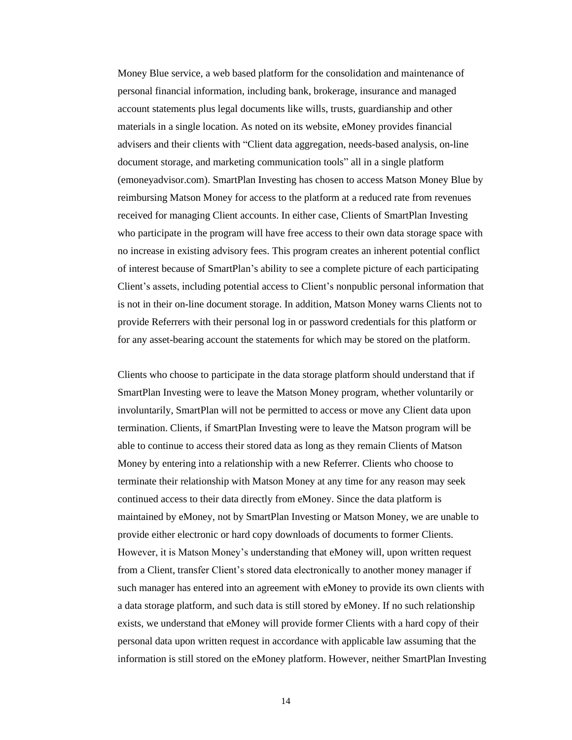Money Blue service, a web based platform for the consolidation and maintenance of personal financial information, including bank, brokerage, insurance and managed account statements plus legal documents like wills, trusts, guardianship and other materials in a single location. As noted on its website, eMoney provides financial advisers and their clients with "Client data aggregation, needs-based analysis, on-line document storage, and marketing communication tools" all in a single platform (emoneyadvisor.com). SmartPlan Investing has chosen to access Matson Money Blue by reimbursing Matson Money for access to the platform at a reduced rate from revenues received for managing Client accounts. In either case, Clients of SmartPlan Investing who participate in the program will have free access to their own data storage space with no increase in existing advisory fees. This program creates an inherent potential conflict of interest because of SmartPlan's ability to see a complete picture of each participating Client's assets, including potential access to Client's nonpublic personal information that is not in their on-line document storage. In addition, Matson Money warns Clients not to provide Referrers with their personal log in or password credentials for this platform or for any asset-bearing account the statements for which may be stored on the platform.

Clients who choose to participate in the data storage platform should understand that if SmartPlan Investing were to leave the Matson Money program, whether voluntarily or involuntarily, SmartPlan will not be permitted to access or move any Client data upon termination. Clients, if SmartPlan Investing were to leave the Matson program will be able to continue to access their stored data as long as they remain Clients of Matson Money by entering into a relationship with a new Referrer. Clients who choose to terminate their relationship with Matson Money at any time for any reason may seek continued access to their data directly from eMoney. Since the data platform is maintained by eMoney, not by SmartPlan Investing or Matson Money, we are unable to provide either electronic or hard copy downloads of documents to former Clients. However, it is Matson Money's understanding that eMoney will, upon written request from a Client, transfer Client's stored data electronically to another money manager if such manager has entered into an agreement with eMoney to provide its own clients with a data storage platform, and such data is still stored by eMoney. If no such relationship exists, we understand that eMoney will provide former Clients with a hard copy of their personal data upon written request in accordance with applicable law assuming that the information is still stored on the eMoney platform. However, neither SmartPlan Investing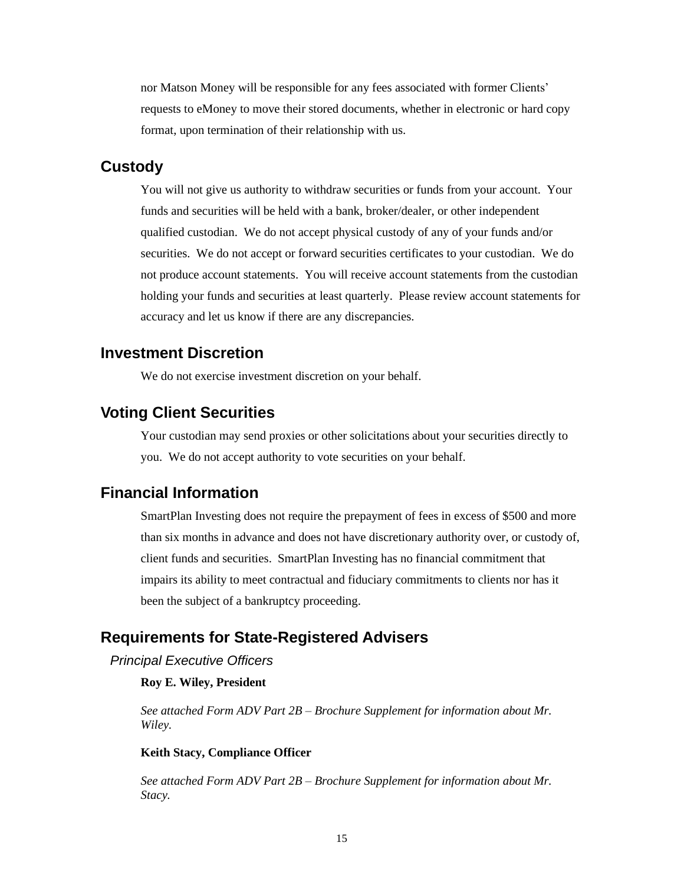nor Matson Money will be responsible for any fees associated with former Clients' requests to eMoney to move their stored documents, whether in electronic or hard copy format, upon termination of their relationship with us.

## Custody

You will not give us authority to withdraw securities or funds from your account. Your funds and securities will be held with a bank, broker/dealer, or other independent qualified custodian. We do not accept physical custody of any of your funds and/or securities. We do not accept or forward securities certificates to your custodian. We do not produce account statements. You will receive account statements from the custodian holding your funds and securities at least quarterly. Please review account statements for accuracy and let us know if there are any discrepancies.

## Investment Discretion

We do not exercise investment discretion on your behalf.

## Voting Client Securities

Your custodian may send proxies or other solicitations about your securities directly to you. We do not accept authority to vote securities on your behalf.

## Financial Information

SmartPlan Investing does not require the prepayment of fees in excess of $500 and more than six months in advance and does not have discretionary authority over, or custody of, client funds and securities. SmartPlan Investing has no financial commitment that impairs its ability to meet contractual and fiduciary commitments to clients nor has it been the subject of a bankruptcy proceeding.

## Requirements for State-Registered Advisers

### *Principal Executive Officers*

**Roy E. Wiley, President**

*See attached Form ADV Part 2B – Brochure Supplement for information about Mr. Wiley.*

**Keith Stacy, Compliance Officer**

*See attached Form ADV Part 2B – Brochure Supplement for information about Mr. Stacy.*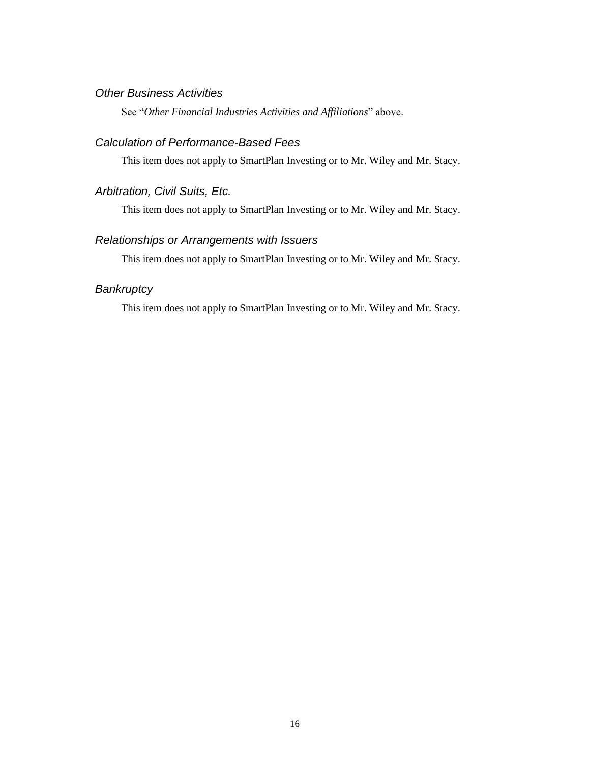### *Other Business Activities*

See "*Other Financial Industries Activities and Affiliations*" above.

### *Calculation of Performance-Based Fees*

This item does not apply to SmartPlan Investing or to Mr. Wiley and Mr. Stacy.

### *Arbitration, Civil Suits, Etc.*

This item does not apply to SmartPlan Investing or to Mr. Wiley and Mr. Stacy.

### *Relationships or Arrangements with Issuers*

This item does not apply to SmartPlan Investing or to Mr. Wiley and Mr. Stacy.

### *Bankruptcy*

This item does not apply to SmartPlan Investing or to Mr. Wiley and Mr. Stacy.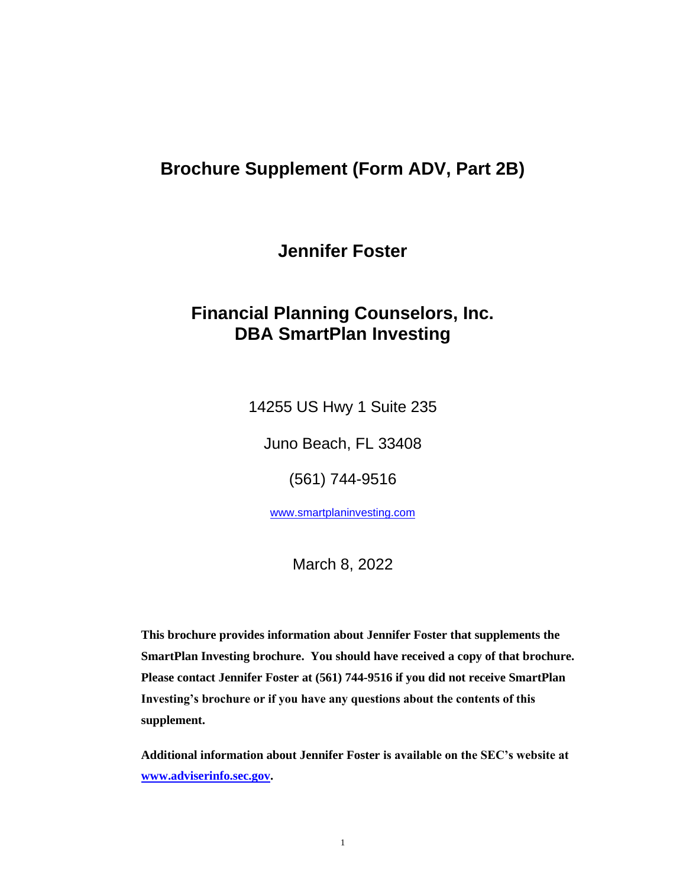# Brochure Supplement (Form ADV, Part 2B)

## Jennifer Foster

## Financial Planning Counselors, Inc.
## DBA SmartPlan Investing

14255 US Hwy 1 Suite 235

Juno Beach, FL 33408

(561) 744-9516

www.smartplaninvesting.com

March 8, 2022

**This brochure provides information about Jennifer Foster that supplements the SmartPlan Investing brochure. You should have received a copy of that brochure. Please contact Jennifer Foster at (561) 744-9516 if you did not receive SmartPlan Investing's brochure or if you have any questions about the contents of this supplement.**

**Additional information about Jennifer Foster is available on the SEC's website at www.adviserinfo.sec.gov.**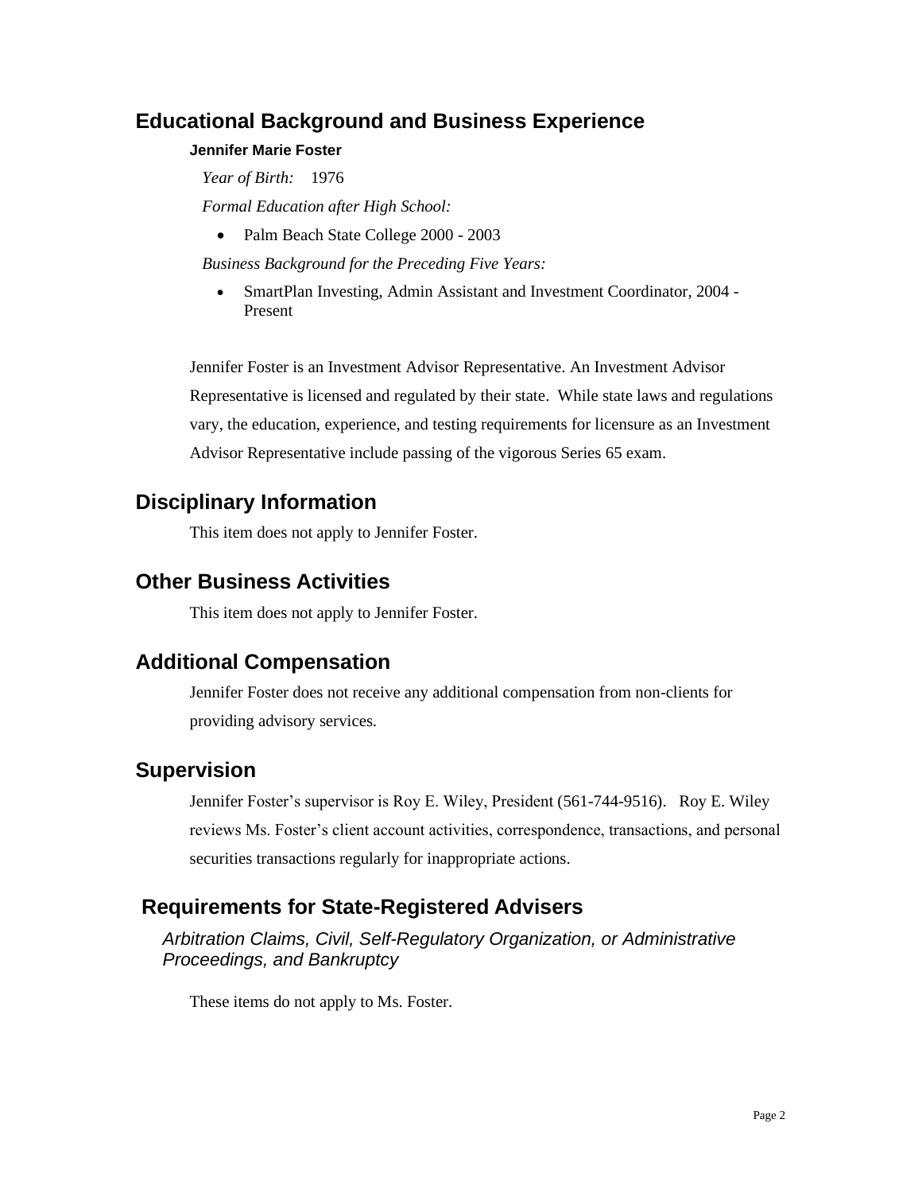## Educational Background and Business Experience

**Jennifer Marie Foster**

*Year of Birth:* 1976

*Formal Education after High School:*

- Palm Beach State College 2000 - 2003

*Business Background for the Preceding Five Years:*

- SmartPlan Investing, Admin Assistant and Investment Coordinator, 2004 - Present

Jennifer Foster is an Investment Advisor Representative. An Investment Advisor Representative is licensed and regulated by their state. While state laws and regulations vary, the education, experience, and testing requirements for licensure as an Investment Advisor Representative include passing of the vigorous Series 65 exam.

## Disciplinary Information

This item does not apply to Jennifer Foster.

## Other Business Activities

This item does not apply to Jennifer Foster.

## Additional Compensation

Jennifer Foster does not receive any additional compensation from non-clients for providing advisory services.

## Supervision

Jennifer Foster's supervisor is Roy E. Wiley, President (561-744-9516). Roy E. Wiley reviews Ms. Foster's client account activities, correspondence, transactions, and personal securities transactions regularly for inappropriate actions.

## Requirements for State-Registered Advisers

*Arbitration Claims, Civil, Self-Regulatory Organization, or Administrative Proceedings, and Bankruptcy*

These items do not apply to Ms. Foster.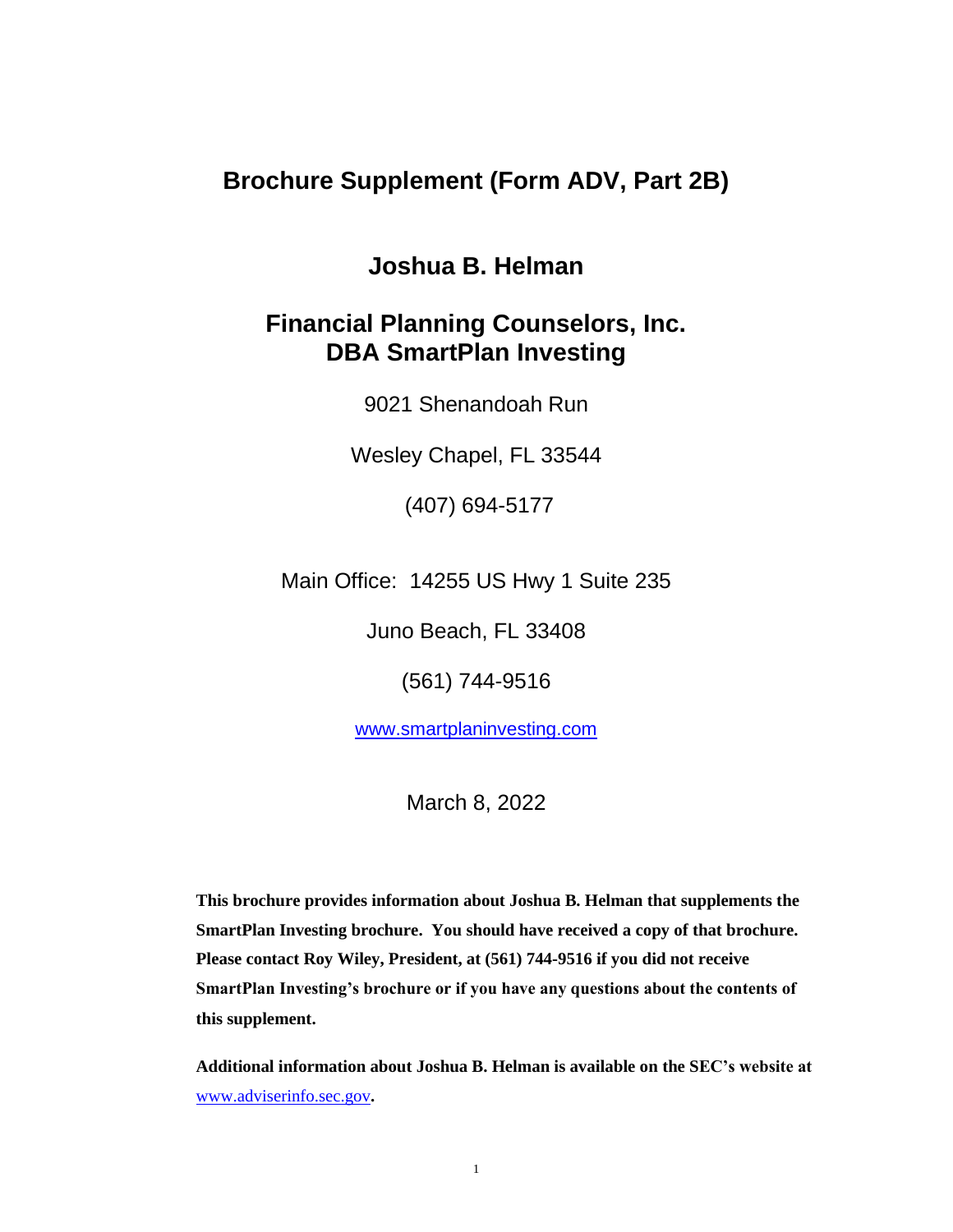# Brochure Supplement (Form ADV, Part 2B)

## Joshua B. Helman

## Financial Planning Counselors, Inc.
## DBA SmartPlan Investing

9021 Shenandoah Run

Wesley Chapel, FL 33544

(407) 694-5177

Main Office: 14255 US Hwy 1 Suite 235

Juno Beach, FL 33408

(561) 744-9516

www.smartplaninvesting.com

March 8, 2022

**This brochure provides information about Joshua B. Helman that supplements the SmartPlan Investing brochure. You should have received a copy of that brochure. Please contact Roy Wiley, President, at (561) 744-9516 if you did not receive SmartPlan Investing's brochure or if you have any questions about the contents of this supplement.**

**Additional information about Joshua B. Helman is available on the SEC's website at www.adviserinfo.sec.gov.**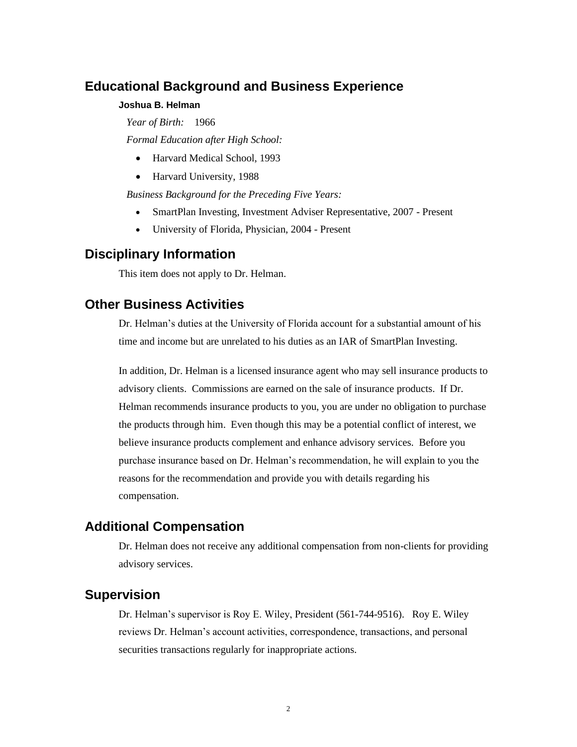## Educational Background and Business Experience

### Joshua B. Helman

*Year of Birth:* 1966

*Formal Education after High School:*

- Harvard Medical School, 1993
- Harvard University, 1988

*Business Background for the Preceding Five Years:*

- SmartPlan Investing, Investment Adviser Representative, 2007 - Present
- University of Florida, Physician, 2004 - Present

## Disciplinary Information

This item does not apply to Dr. Helman.

## Other Business Activities

Dr. Helman's duties at the University of Florida account for a substantial amount of his time and income but are unrelated to his duties as an IAR of SmartPlan Investing.

In addition, Dr. Helman is a licensed insurance agent who may sell insurance products to advisory clients. Commissions are earned on the sale of insurance products. If Dr. Helman recommends insurance products to you, you are under no obligation to purchase the products through him. Even though this may be a potential conflict of interest, we believe insurance products complement and enhance advisory services. Before you purchase insurance based on Dr. Helman's recommendation, he will explain to you the reasons for the recommendation and provide you with details regarding his compensation.

## Additional Compensation

Dr. Helman does not receive any additional compensation from non-clients for providing advisory services.

## Supervision

Dr. Helman's supervisor is Roy E. Wiley, President (561-744-9516). Roy E. Wiley reviews Dr. Helman's account activities, correspondence, transactions, and personal securities transactions regularly for inappropriate actions.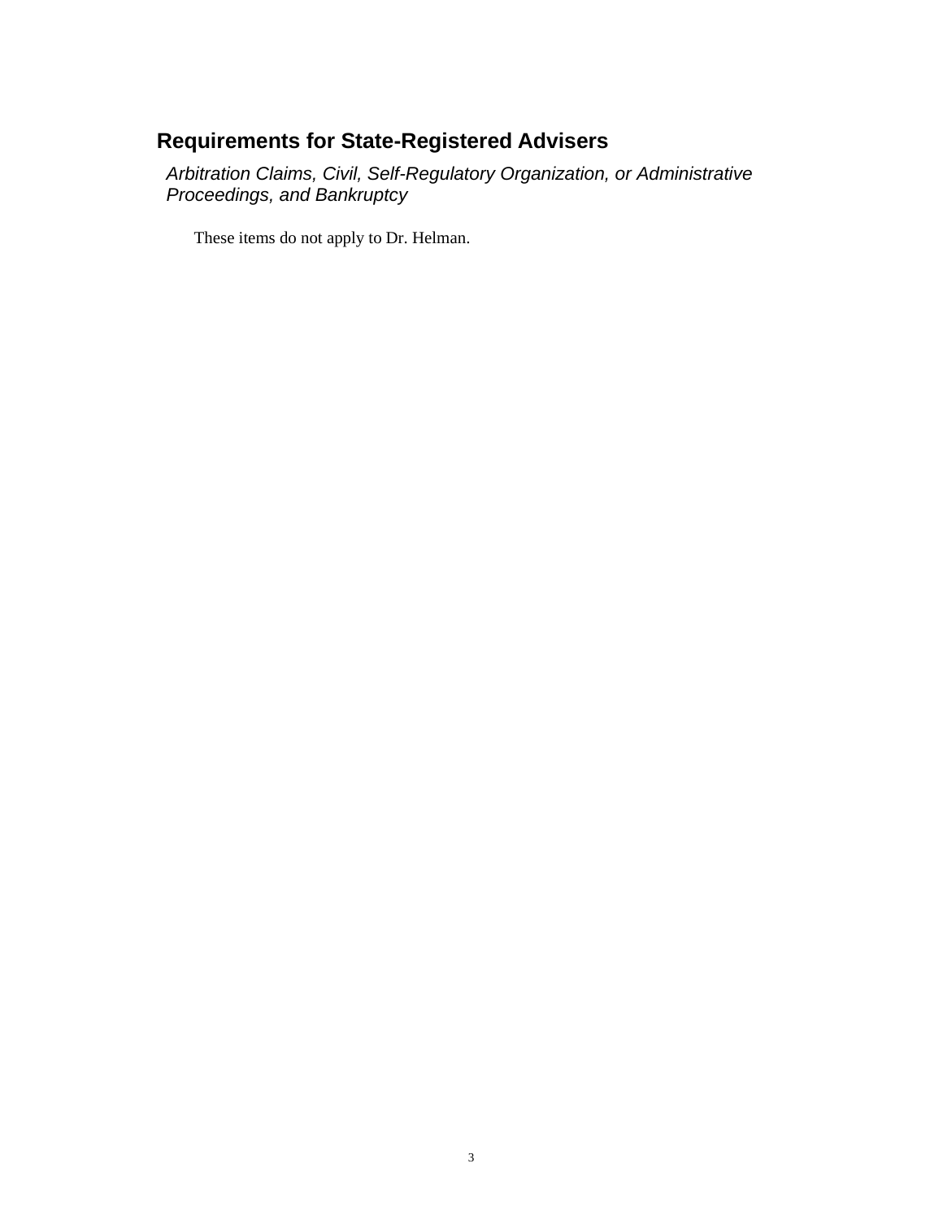## Requirements for State-Registered Advisers

### *Arbitration Claims, Civil, Self-Regulatory Organization, or Administrative Proceedings, and Bankruptcy*

These items do not apply to Dr. Helman.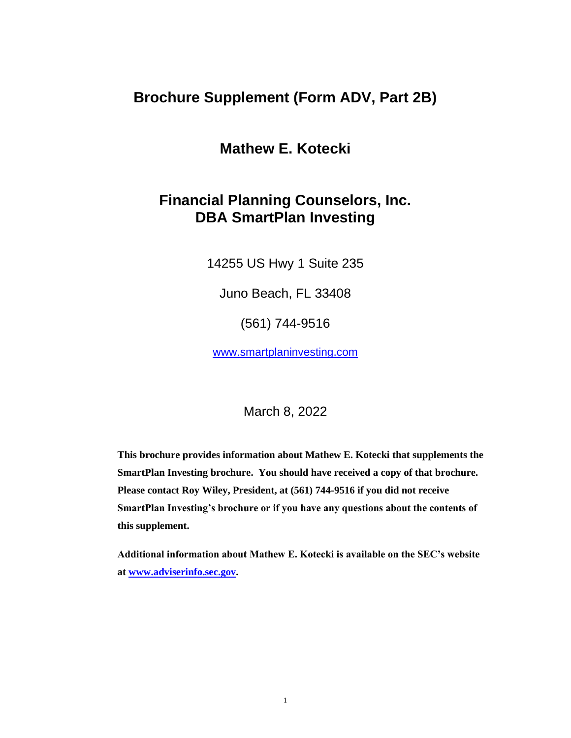# Brochure Supplement (Form ADV, Part 2B)

## Mathew E. Kotecki

## Financial Planning Counselors, Inc.
## DBA SmartPlan Investing

14255 US Hwy 1 Suite 235

Juno Beach, FL 33408

(561) 744-9516

www.smartplaninvesting.com

March 8, 2022

**This brochure provides information about Mathew E. Kotecki that supplements the SmartPlan Investing brochure. You should have received a copy of that brochure. Please contact Roy Wiley, President, at (561) 744-9516 if you did not receive SmartPlan Investing's brochure or if you have any questions about the contents of this supplement.**

**Additional information about Mathew E. Kotecki is available on the SEC's website at www.adviserinfo.sec.gov.**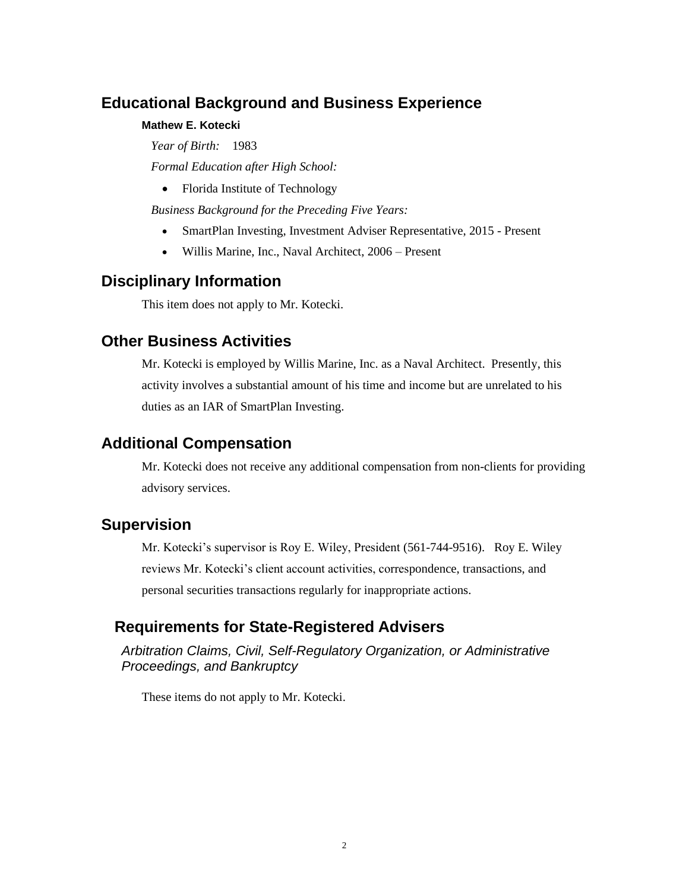## Educational Background and Business Experience

**Mathew E. Kotecki**

*Year of Birth:* 1983

*Formal Education after High School:*

- Florida Institute of Technology

*Business Background for the Preceding Five Years:*

- SmartPlan Investing, Investment Adviser Representative, 2015 - Present
- Willis Marine, Inc., Naval Architect, 2006 – Present

## Disciplinary Information

This item does not apply to Mr. Kotecki.

## Other Business Activities

Mr. Kotecki is employed by Willis Marine, Inc. as a Naval Architect. Presently, this activity involves a substantial amount of his time and income but are unrelated to his duties as an IAR of SmartPlan Investing.

## Additional Compensation

Mr. Kotecki does not receive any additional compensation from non-clients for providing advisory services.

## Supervision

Mr. Kotecki's supervisor is Roy E. Wiley, President (561-744-9516). Roy E. Wiley reviews Mr. Kotecki's client account activities, correspondence, transactions, and personal securities transactions regularly for inappropriate actions.

## Requirements for State-Registered Advisers

*Arbitration Claims, Civil, Self-Regulatory Organization, or Administrative Proceedings, and Bankruptcy*

These items do not apply to Mr. Kotecki.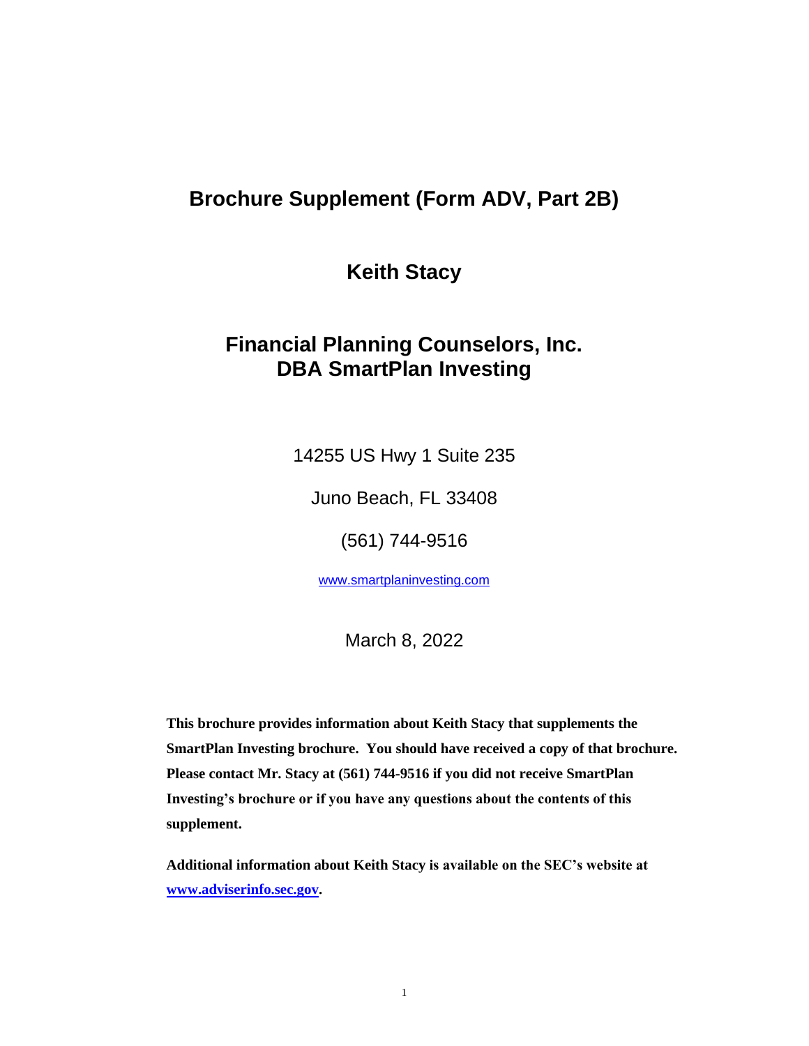# Brochure Supplement (Form ADV, Part 2B)

## Keith Stacy

## Financial Planning Counselors, Inc.
## DBA SmartPlan Investing

14255 US Hwy 1 Suite 235

Juno Beach, FL 33408

(561) 744-9516

www.smartplaninvesting.com

March 8, 2022

**This brochure provides information about Keith Stacy that supplements the SmartPlan Investing brochure. You should have received a copy of that brochure. Please contact Mr. Stacy at (561) 744-9516 if you did not receive SmartPlan Investing's brochure or if you have any questions about the contents of this supplement.**

**Additional information about Keith Stacy is available on the SEC's website at www.adviserinfo.sec.gov.**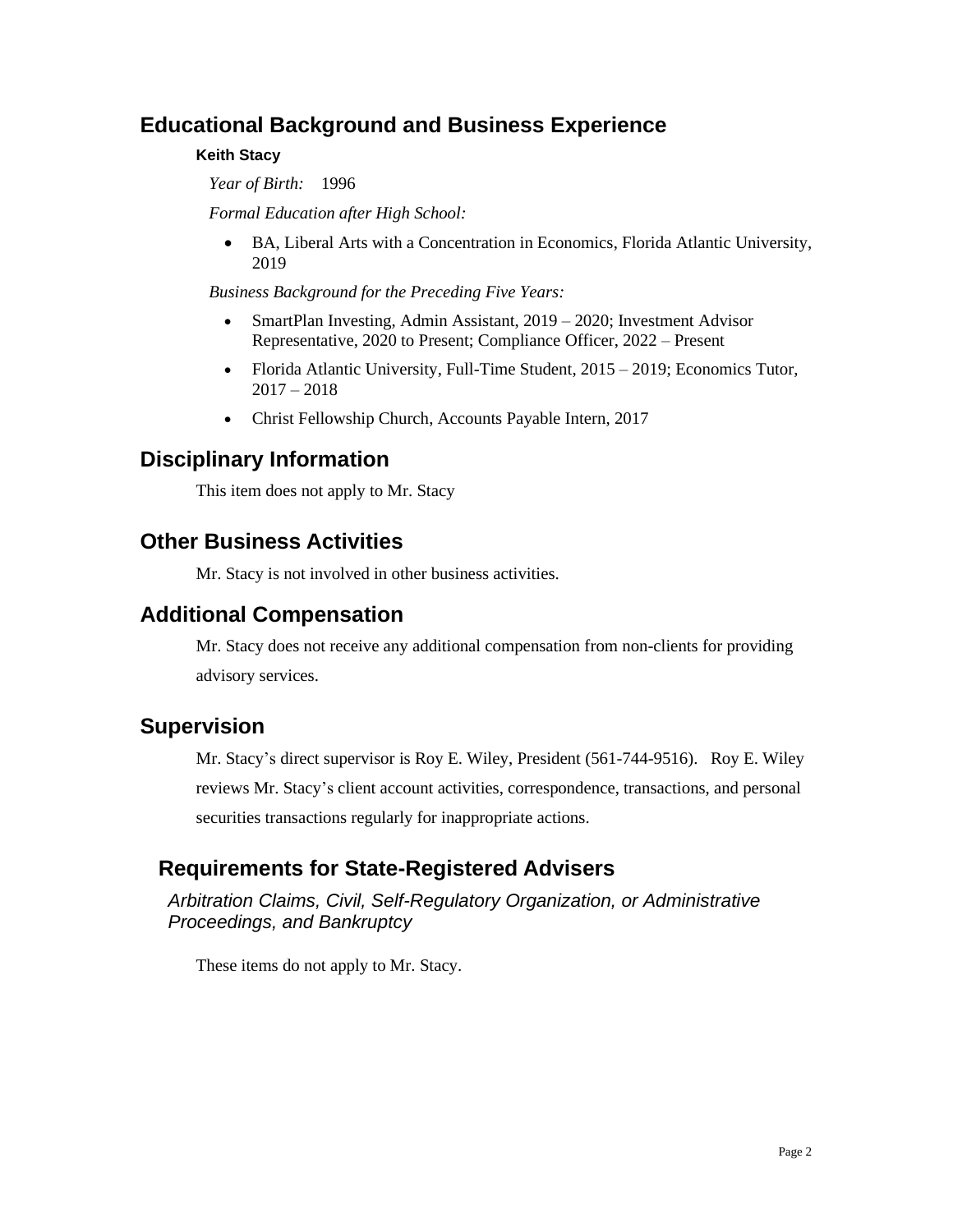## Educational Background and Business Experience

#### Keith Stacy

*Year of Birth:* 1996

*Formal Education after High School:*

- BA, Liberal Arts with a Concentration in Economics, Florida Atlantic University, 2019

*Business Background for the Preceding Five Years:*

- SmartPlan Investing, Admin Assistant, 2019 – 2020; Investment Advisor Representative, 2020 to Present; Compliance Officer, 2022 – Present
- Florida Atlantic University, Full-Time Student, 2015 – 2019; Economics Tutor, 2017 – 2018
- Christ Fellowship Church, Accounts Payable Intern, 2017

## Disciplinary Information

This item does not apply to Mr. Stacy

## Other Business Activities

Mr. Stacy is not involved in other business activities.

## Additional Compensation

Mr. Stacy does not receive any additional compensation from non-clients for providing advisory services.

## Supervision

Mr. Stacy's direct supervisor is Roy E. Wiley, President (561-744-9516). Roy E. Wiley reviews Mr. Stacy's client account activities, correspondence, transactions, and personal securities transactions regularly for inappropriate actions.

## Requirements for State-Registered Advisers

### *Arbitration Claims, Civil, Self-Regulatory Organization, or Administrative Proceedings, and Bankruptcy*

These items do not apply to Mr. Stacy.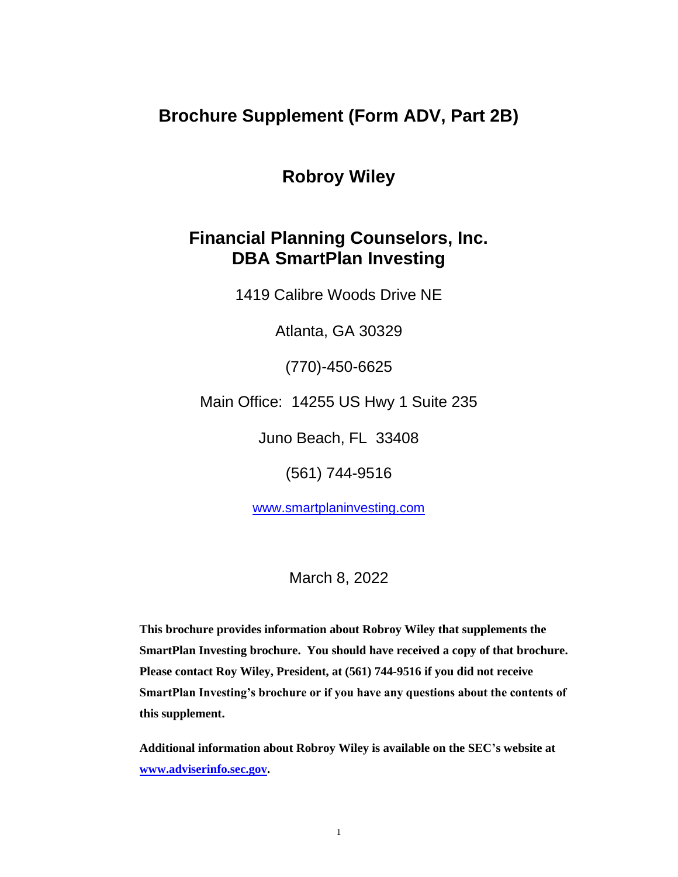# Brochure Supplement (Form ADV, Part 2B)

## Robroy Wiley

## Financial Planning Counselors, Inc.
## DBA SmartPlan Investing

1419 Calibre Woods Drive NE

Atlanta, GA 30329

(770)-450-6625

Main Office: 14255 US Hwy 1 Suite 235

Juno Beach, FL 33408

(561) 744-9516

www.smartplaninvesting.com

March 8, 2022

**This brochure provides information about Robroy Wiley that supplements the SmartPlan Investing brochure. You should have received a copy of that brochure. Please contact Roy Wiley, President, at (561) 744-9516 if you did not receive SmartPlan Investing's brochure or if you have any questions about the contents of this supplement.**

**Additional information about Robroy Wiley is available on the SEC's website at www.adviserinfo.sec.gov.**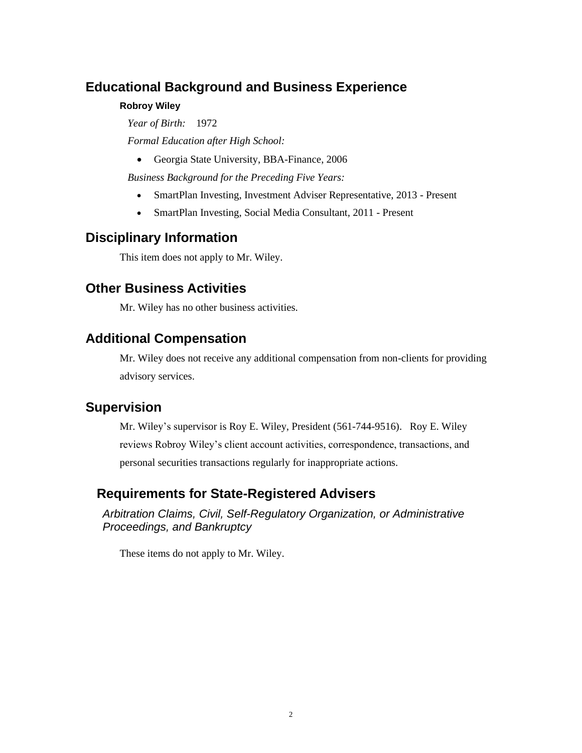## Educational Background and Business Experience

**Robroy Wiley**

*Year of Birth:* 1972

*Formal Education after High School:*

- Georgia State University, BBA-Finance, 2006

*Business Background for the Preceding Five Years:*

- SmartPlan Investing, Investment Adviser Representative, 2013 - Present
- SmartPlan Investing, Social Media Consultant, 2011 - Present

## Disciplinary Information

This item does not apply to Mr. Wiley.

## Other Business Activities

Mr. Wiley has no other business activities.

## Additional Compensation

Mr. Wiley does not receive any additional compensation from non-clients for providing advisory services.

## Supervision

Mr. Wiley's supervisor is Roy E. Wiley, President (561-744-9516). Roy E. Wiley reviews Robroy Wiley's client account activities, correspondence, transactions, and personal securities transactions regularly for inappropriate actions.

## Requirements for State-Registered Advisers

*Arbitration Claims, Civil, Self-Regulatory Organization, or Administrative Proceedings, and Bankruptcy*

These items do not apply to Mr. Wiley.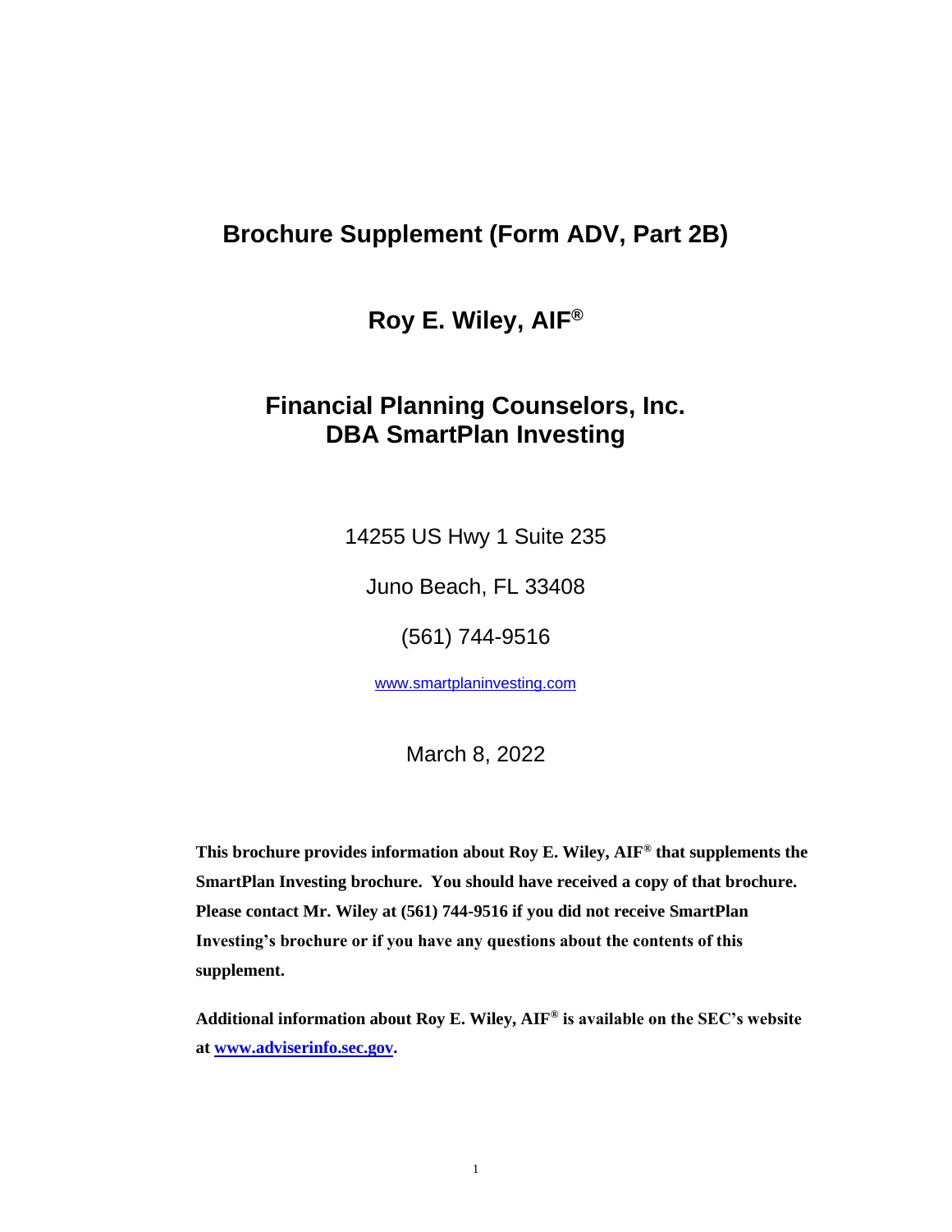# Brochure Supplement (Form ADV, Part 2B)

## Roy E. Wiley, AIF®

## Financial Planning Counselors, Inc.
## DBA SmartPlan Investing

14255 US Hwy 1 Suite 235

Juno Beach, FL 33408

(561) 744-9516

www.smartplaninvesting.com

March 8, 2022

**This brochure provides information about Roy E. Wiley, AIF® that supplements the SmartPlan Investing brochure. You should have received a copy of that brochure. Please contact Mr. Wiley at (561) 744-9516 if you did not receive SmartPlan Investing's brochure or if you have any questions about the contents of this supplement.**

**Additional information about Roy E. Wiley, AIF® is available on the SEC's website at www.adviserinfo.sec.gov.**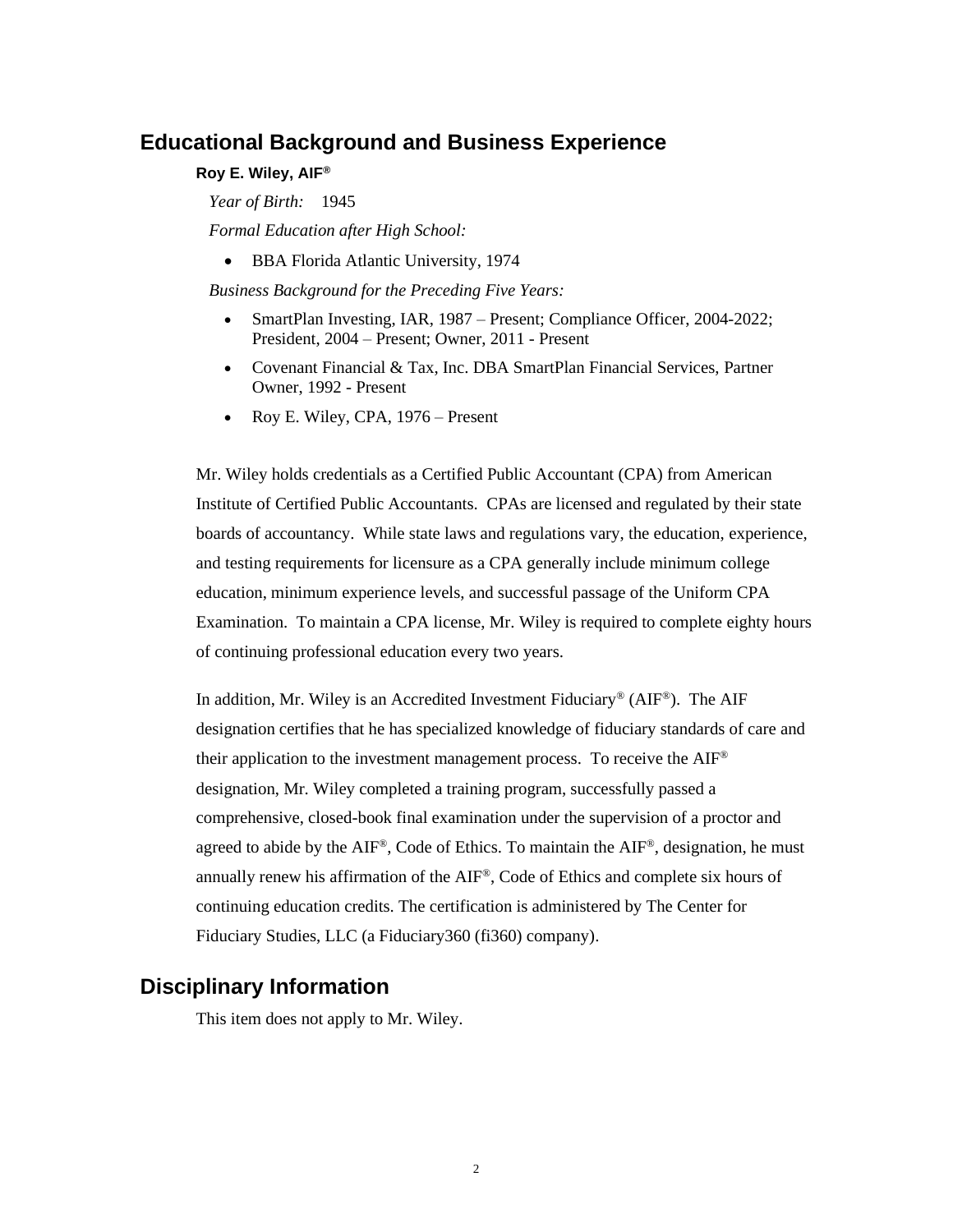## Educational Background and Business Experience

**Roy E. Wiley, AIF®**

*Year of Birth:* 1945

*Formal Education after High School:*

- BBA Florida Atlantic University, 1974

*Business Background for the Preceding Five Years:*

- SmartPlan Investing, IAR, 1987 – Present; Compliance Officer, 2004-2022; President, 2004 – Present; Owner, 2011 - Present
- Covenant Financial & Tax, Inc. DBA SmartPlan Financial Services, Partner Owner, 1992 - Present
- Roy E. Wiley, CPA, 1976 – Present

Mr. Wiley holds credentials as a Certified Public Accountant (CPA) from American Institute of Certified Public Accountants. CPAs are licensed and regulated by their state boards of accountancy. While state laws and regulations vary, the education, experience, and testing requirements for licensure as a CPA generally include minimum college education, minimum experience levels, and successful passage of the Uniform CPA Examination. To maintain a CPA license, Mr. Wiley is required to complete eighty hours of continuing professional education every two years.

In addition, Mr. Wiley is an Accredited Investment Fiduciary® (AIF®). The AIF designation certifies that he has specialized knowledge of fiduciary standards of care and their application to the investment management process. To receive the AIF® designation, Mr. Wiley completed a training program, successfully passed a comprehensive, closed-book final examination under the supervision of a proctor and agreed to abide by the AIF®, Code of Ethics. To maintain the AIF®, designation, he must annually renew his affirmation of the AIF®, Code of Ethics and complete six hours of continuing education credits. The certification is administered by The Center for Fiduciary Studies, LLC (a Fiduciary360 (fi360) company).

## Disciplinary Information

This item does not apply to Mr. Wiley.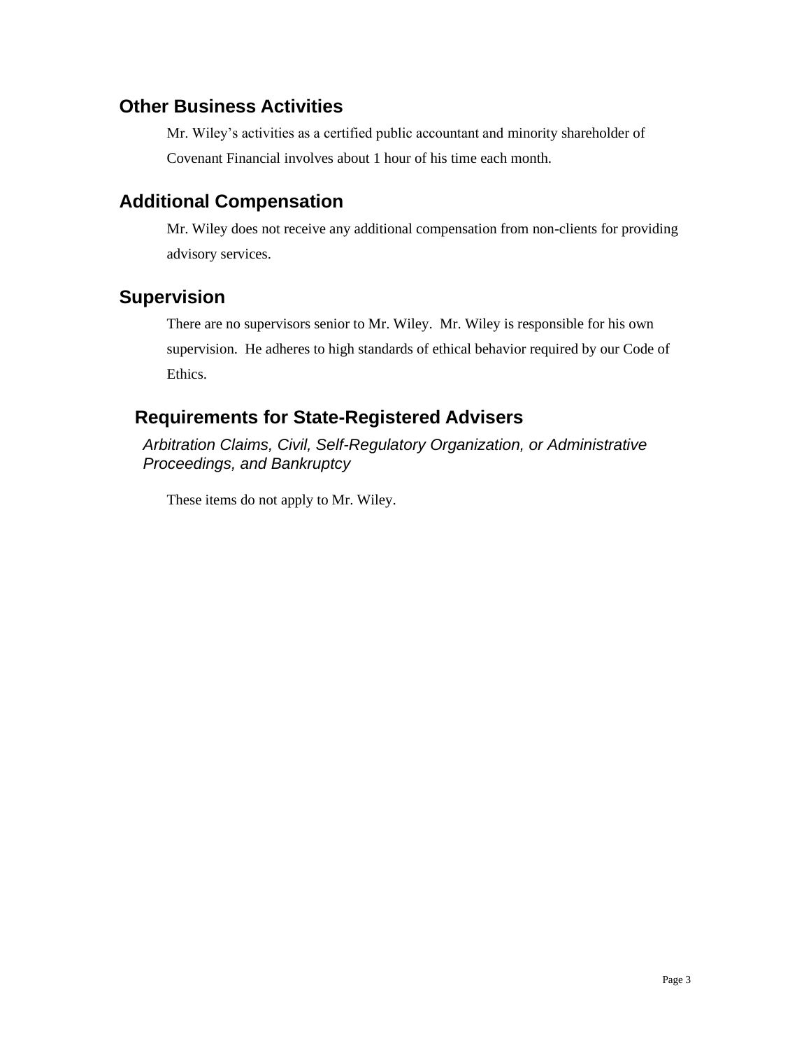## Other Business Activities

Mr. Wiley's activities as a certified public accountant and minority shareholder of Covenant Financial involves about 1 hour of his time each month.

## Additional Compensation

Mr. Wiley does not receive any additional compensation from non-clients for providing advisory services.

## Supervision

There are no supervisors senior to Mr. Wiley. Mr. Wiley is responsible for his own supervision. He adheres to high standards of ethical behavior required by our Code of Ethics.

## Requirements for State-Registered Advisers

*Arbitration Claims, Civil, Self-Regulatory Organization, or Administrative Proceedings, and Bankruptcy*

These items do not apply to Mr. Wiley.